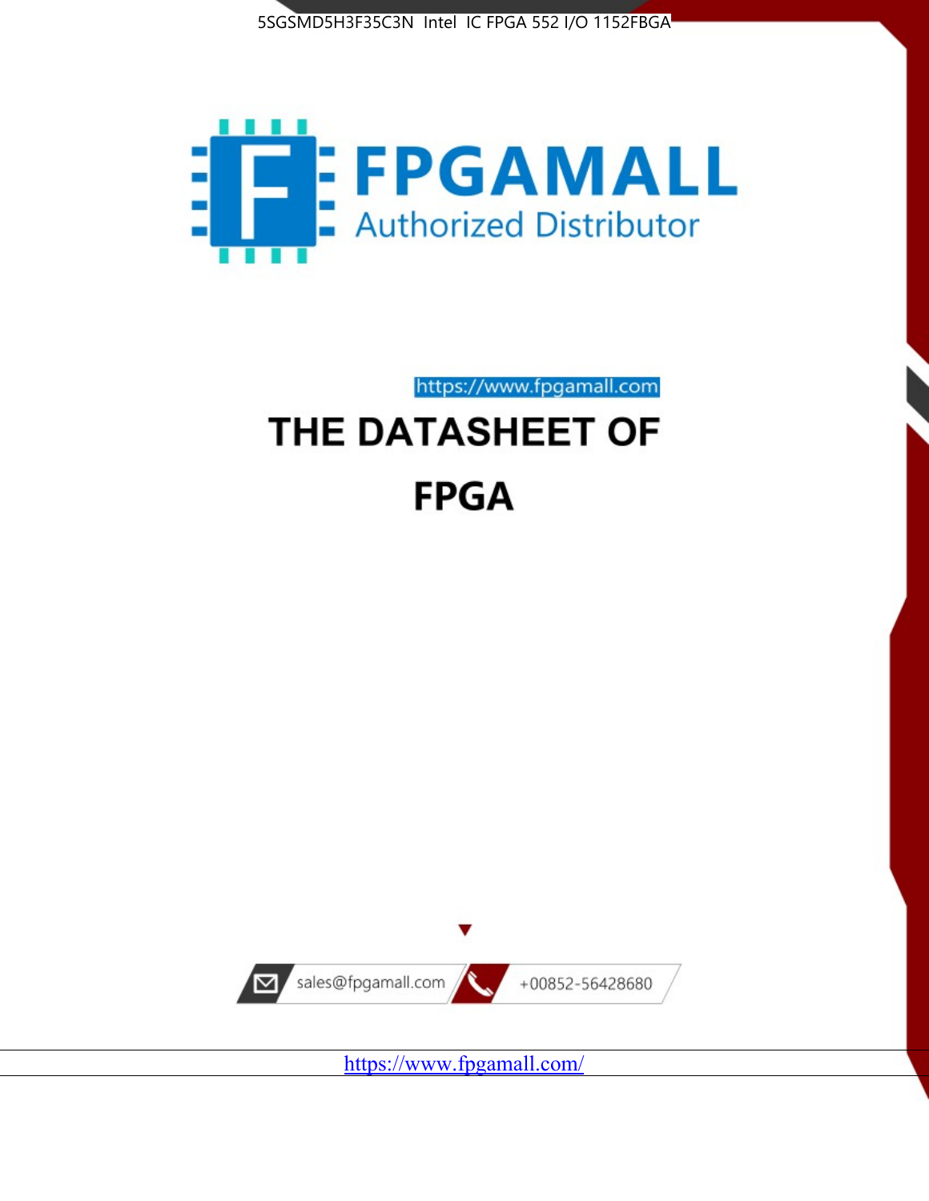5SGSMD5H3F35C3N Intel IC FPGA 552 I/O 1152FBGA

FPGAMALL

Authorized Distributor

https://www.fpgamall.com

# THE DATASHEET OF

# FPGA

sales@fpgamall.com

+00852-56428680

https://www.fpgamall.com/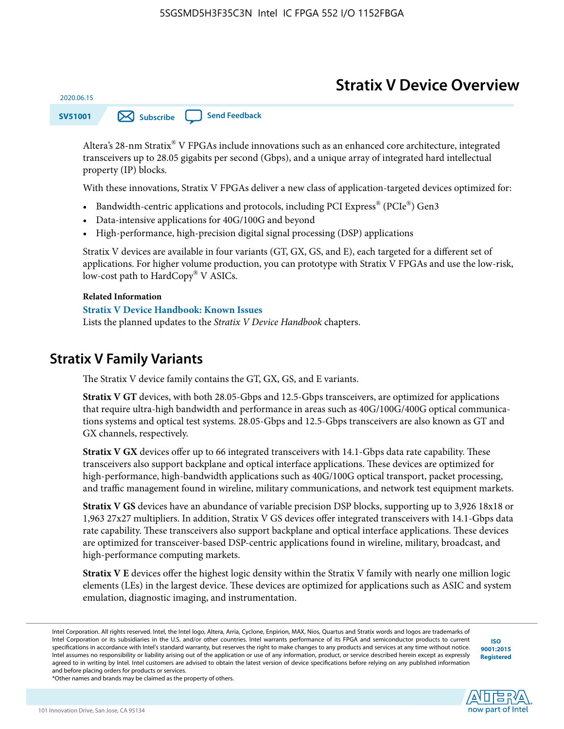# Stratix V Device Overview

2020.06.15

SV51001

Altera's 28-nm Stratix® V FPGAs include innovations such as an enhanced core architecture, integrated transceivers up to 28.05 gigabits per second (Gbps), and a unique array of integrated hard intellectual property (IP) blocks.

With these innovations, Stratix V FPGAs deliver a new class of application-targeted devices optimized for:

- Bandwidth-centric applications and protocols, including PCI Express® (PCIe®) Gen3
- Data-intensive applications for 40G/100G and beyond
- High-performance, high-precision digital signal processing (DSP) applications

Stratix V devices are available in four variants (GT, GX, GS, and E), each targeted for a different set of applications. For higher volume production, you can prototype with Stratix V FPGAs and use the low-risk, low-cost path to HardCopy® V ASICs.

**Related Information**

**Stratix V Device Handbook: Known Issues**

Lists the planned updates to the *Stratix V Device Handbook* chapters.

## Stratix V Family Variants

The Stratix V device family contains the GT, GX, GS, and E variants.

**Stratix V GT** devices, with both 28.05-Gbps and 12.5-Gbps transceivers, are optimized for applications that require ultra-high bandwidth and performance in areas such as 40G/100G/400G optical communications systems and optical test systems. 28.05-Gbps and 12.5-Gbps transceivers are also known as GT and GX channels, respectively.

**Stratix V GX** devices offer up to 66 integrated transceivers with 14.1-Gbps data rate capability. These transceivers also support backplane and optical interface applications. These devices are optimized for high-performance, high-bandwidth applications such as 40G/100G optical transport, packet processing, and traffic management found in wireline, military communications, and network test equipment markets.

**Stratix V GS** devices have an abundance of variable precision DSP blocks, supporting up to 3,926 18x18 or 1,963 27x27 multipliers. In addition, Stratix V GS devices offer integrated transceivers with 14.1-Gbps data rate capability. These transceivers also support backplane and optical interface applications. These devices are optimized for transceiver-based DSP-centric applications found in wireline, military, broadcast, and high-performance computing markets.

**Stratix V E** devices offer the highest logic density within the Stratix V family with nearly one million logic elements (LEs) in the largest device. These devices are optimized for applications such as ASIC and system emulation, diagnostic imaging, and instrumentation.

Intel Corporation. All rights reserved. Intel, the Intel logo, Altera, Arria, Cyclone, Enpirion, MAX, Nios, Quartus and Stratix words and logos are trademarks of Intel Corporation or its subsidiaries in the U.S. and/or other countries. Intel warrants performance of its FPGA and semiconductor products to current specifications in accordance with Intel's standard warranty, but reserves the right to make changes to any products and services at any time without notice. Intel assumes no responsibility or liability arising out of the application or use of any information, product, or service described herein except as expressly agreed to in writing by Intel. Intel customers are advised to obtain the latest version of device specifications before relying on any published information and before placing orders for products or services.
*Other names and brands may be claimed as the property of others.

ISO 9001:2015 Registered

101 Innovation Drive, San Jose, CA 95134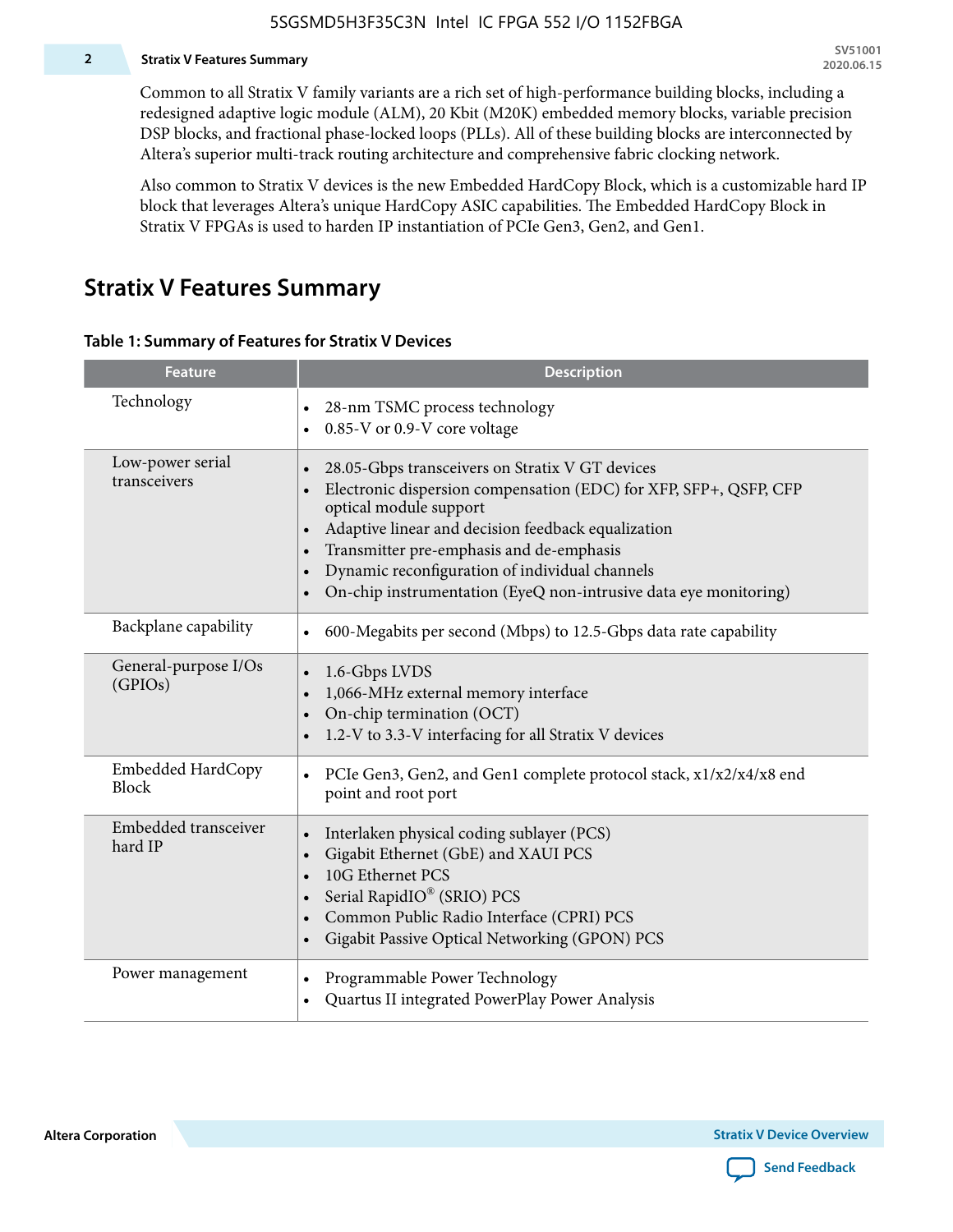Common to all Stratix V family variants are a rich set of high-performance building blocks, including a redesigned adaptive logic module (ALM), 20 Kbit (M20K) embedded memory blocks, variable precision DSP blocks, and fractional phase-locked loops (PLLs). All of these building blocks are interconnected by Altera's superior multi-track routing architecture and comprehensive fabric clocking network.

Also common to Stratix V devices is the new Embedded HardCopy Block, which is a customizable hard IP block that leverages Altera's unique HardCopy ASIC capabilities. The Embedded HardCopy Block in Stratix V FPGAs is used to harden IP instantiation of PCIe Gen3, Gen2, and Gen1.

## Stratix V Features Summary

**Table 1: Summary of Features for Stratix V Devices**

| Feature | Description |
|---|---|
| Technology | • 28-nm TSMC process technology<br>• 0.85-V or 0.9-V core voltage |
| Low-power serial transceivers | • 28.05-Gbps transceivers on Stratix V GT devices<br>• Electronic dispersion compensation (EDC) for XFP, SFP+, QSFP, CFP optical module support<br>• Adaptive linear and decision feedback equalization<br>• Transmitter pre-emphasis and de-emphasis<br>• Dynamic reconfiguration of individual channels<br>• On-chip instrumentation (EyeQ non-intrusive data eye monitoring) |
| Backplane capability | • 600-Megabits per second (Mbps) to 12.5-Gbps data rate capability |
| General-purpose I/Os (GPIOs) | • 1.6-Gbps LVDS<br>• 1,066-MHz external memory interface<br>• On-chip termination (OCT)<br>• 1.2-V to 3.3-V interfacing for all Stratix V devices |
| Embedded HardCopy Block | • PCIe Gen3, Gen2, and Gen1 complete protocol stack, x1/x2/x4/x8 end point and root port |
| Embedded transceiver hard IP | • Interlaken physical coding sublayer (PCS)<br>• Gigabit Ethernet (GbE) and XAUI PCS<br>• 10G Ethernet PCS<br>• Serial RapidIO® (SRIO) PCS<br>• Common Public Radio Interface (CPRI) PCS<br>• Gigabit Passive Optical Networking (GPON) PCS |
| Power management | • Programmable Power Technology<br>• Quartus II integrated PowerPlay Power Analysis |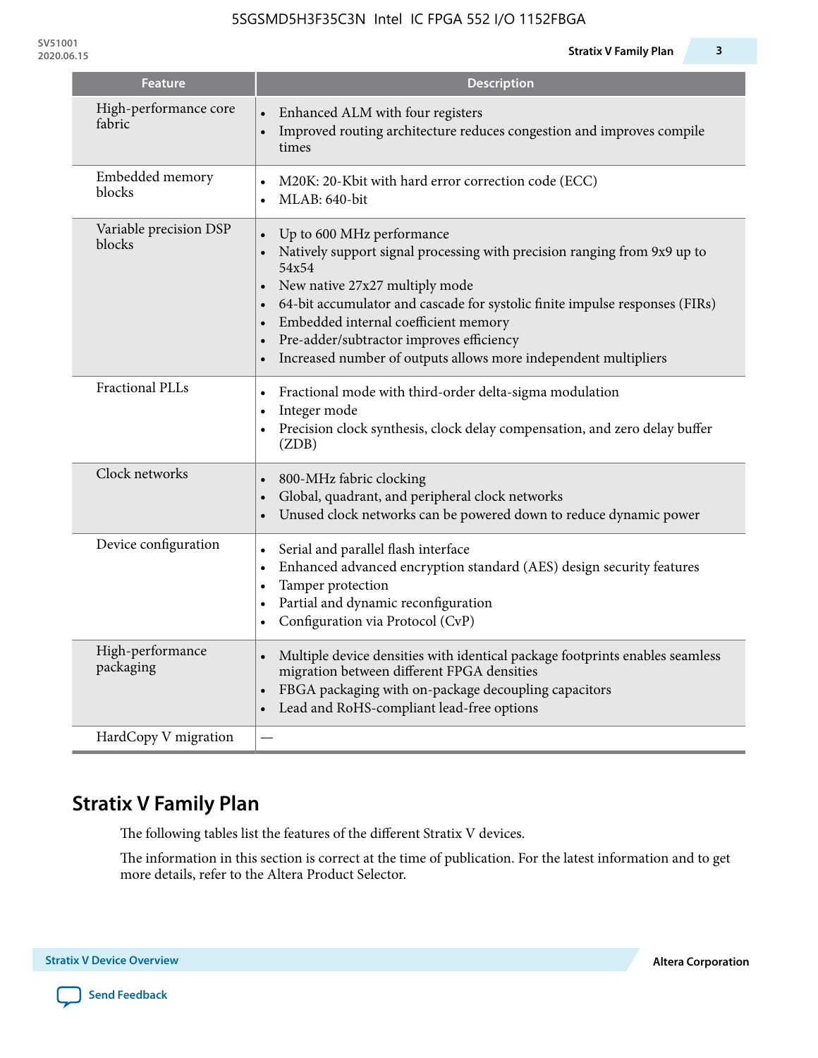| Feature | Description |
|---|---|
| High-performance core fabric | • Enhanced ALM with four registers<br>• Improved routing architecture reduces congestion and improves compile times |
| Embedded memory blocks | • M20K: 20-Kbit with hard error correction code (ECC)<br>• MLAB: 640-bit |
| Variable precision DSP blocks | • Up to 600 MHz performance<br>• Natively support signal processing with precision ranging from 9x9 up to 54x54<br>• New native 27x27 multiply mode<br>• 64-bit accumulator and cascade for systolic finite impulse responses (FIRs)<br>• Embedded internal coefficient memory<br>• Pre-adder/subtractor improves efficiency<br>• Increased number of outputs allows more independent multipliers |
| Fractional PLLs | • Fractional mode with third-order delta-sigma modulation<br>• Integer mode<br>• Precision clock synthesis, clock delay compensation, and zero delay buffer (ZDB) |
| Clock networks | • 800-MHz fabric clocking<br>• Global, quadrant, and peripheral clock networks<br>• Unused clock networks can be powered down to reduce dynamic power |
| Device configuration | • Serial and parallel flash interface<br>• Enhanced advanced encryption standard (AES) design security features<br>• Tamper protection<br>• Partial and dynamic reconfiguration<br>• Configuration via Protocol (CvP) |
| High-performance packaging | • Multiple device densities with identical package footprints enables seamless migration between different FPGA densities<br>• FBGA packaging with on-package decoupling capacitors<br>• Lead and RoHS-compliant lead-free options |
| HardCopy V migration | — |

## Stratix V Family Plan

The following tables list the features of the different Stratix V devices.

The information in this section is correct at the time of publication. For the latest information and to get more details, refer to the Altera Product Selector.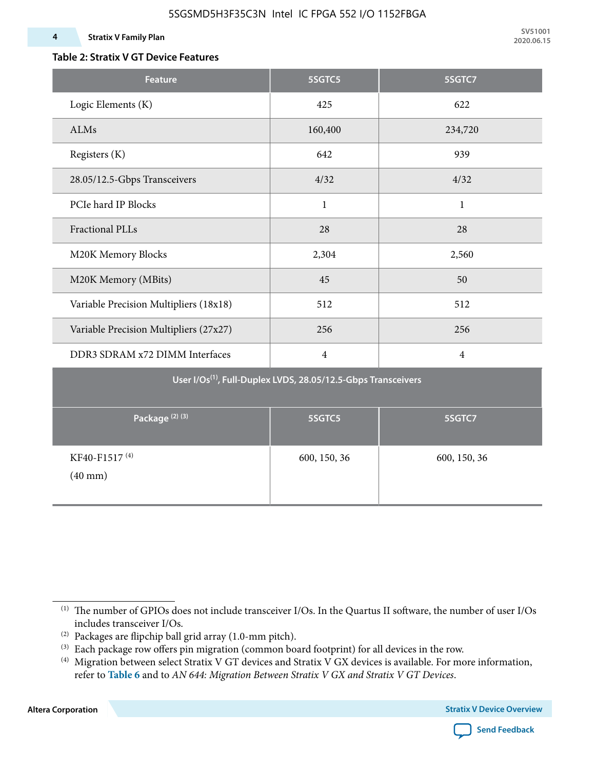**Table 2: Stratix V GT Device Features**

| Feature | 5SGTC5 | 5SGTC7 |
|---|---|---|
| Logic Elements (K) | 425 | 622 |
| ALMs | 160,400 | 234,720 |
| Registers (K) | 642 | 939 |
| 28.05/12.5-Gbps Transceivers | 4/32 | 4/32 |
| PCIe hard IP Blocks | 1 | 1 |
| Fractional PLLs | 28 | 28 |
| M20K Memory Blocks | 2,304 | 2,560 |
| M20K Memory (MBits) | 45 | 50 |
| Variable Precision Multipliers (18x18) | 512 | 512 |
| Variable Precision Multipliers (27x27) | 256 | 256 |
| DDR3 SDRAM x72 DIMM Interfaces | 4 | 4 |
| **User I/Os[(1)], Full-Duplex LVDS, 28.05/12.5-Gbps Transceivers** | | |
| **Package [(2)] [(3)]** | **5SGTC5** | **5SGTC7** |
| KF40-F1517 [(4)] (40 mm) | 600, 150, 36 | 600, 150, 36 |

(1) The number of GPIOs does not include transceiver I/Os. In the Quartus II software, the number of user I/Os includes transceiver I/Os.

(2) Packages are flipchip ball grid array (1.0-mm pitch).

(3) Each package row offers pin migration (common board footprint) for all devices in the row.

(4) Migration between select Stratix V GT devices and Stratix V GX devices is available. For more information, refer to **Table 6** and to *AN 644: Migration Between Stratix V GX and Stratix V GT Devices*.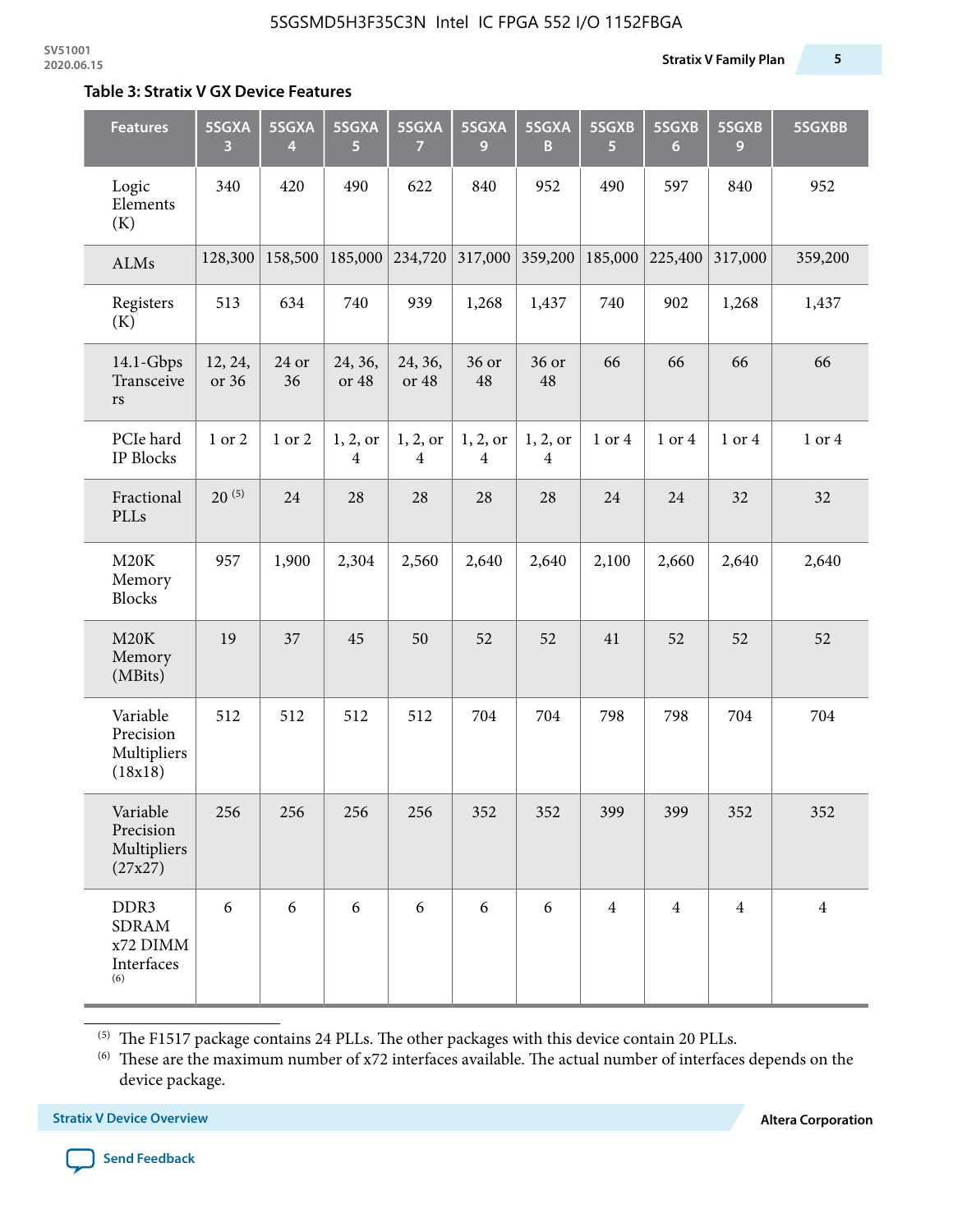**Table 3: Stratix V GX Device Features**

| Features | 5SGXA 3 | 5SGXA 4 | 5SGXA 5 | 5SGXA 7 | 5SGXA 9 | 5SGXA B | 5SGXB 5 | 5SGXB 6 | 5SGXB 9 | 5SGXBB |
|---|---|---|---|---|---|---|---|---|---|---|
| Logic Elements (K) | 340 | 420 | 490 | 622 | 840 | 952 | 490 | 597 | 840 | 952 |
| ALMs | 128,300 | 158,500 | 185,000 | 234,720 | 317,000 | 359,200 | 185,000 | 225,400 | 317,000 | 359,200 |
| Registers (K) | 513 | 634 | 740 | 939 | 1,268 | 1,437 | 740 | 902 | 1,268 | 1,437 |
| 14.1-Gbps Transceivers | 12, 24, or 36 | 24 or 36 | 24, 36, or 48 | 24, 36, or 48 | 36 or 48 | 36 or 48 | 66 | 66 | 66 | 66 |
| PCIe hard IP Blocks | 1 or 2 | 1 or 2 | 1, 2, or 4 | 1, 2, or 4 | 1, 2, or 4 | 1, 2, or 4 | 1 or 4 | 1 or 4 | 1 or 4 | 1 or 4 |
| Fractional PLLs | 20 [5] | 24 | 28 | 28 | 28 | 28 | 24 | 24 | 32 | 32 |
| M20K Memory Blocks | 957 | 1,900 | 2,304 | 2,560 | 2,640 | 2,640 | 2,100 | 2,660 | 2,640 | 2,640 |
| M20K Memory (MBits) | 19 | 37 | 45 | 50 | 52 | 52 | 41 | 52 | 52 | 52 |
| Variable Precision Multipliers (18x18) | 512 | 512 | 512 | 512 | 704 | 704 | 798 | 798 | 704 | 704 |
| Variable Precision Multipliers (27x27) | 256 | 256 | 256 | 256 | 352 | 352 | 399 | 399 | 352 | 352 |
| DDR3 SDRAM x72 DIMM Interfaces [6] | 6 | 6 | 6 | 6 | 6 | 6 | 4 | 4 | 4 | 4 |

[5] The F1517 package contains 24 PLLs. The other packages with this device contain 20 PLLs.

[6] These are the maximum number of x72 interfaces available. The actual number of interfaces depends on the device package.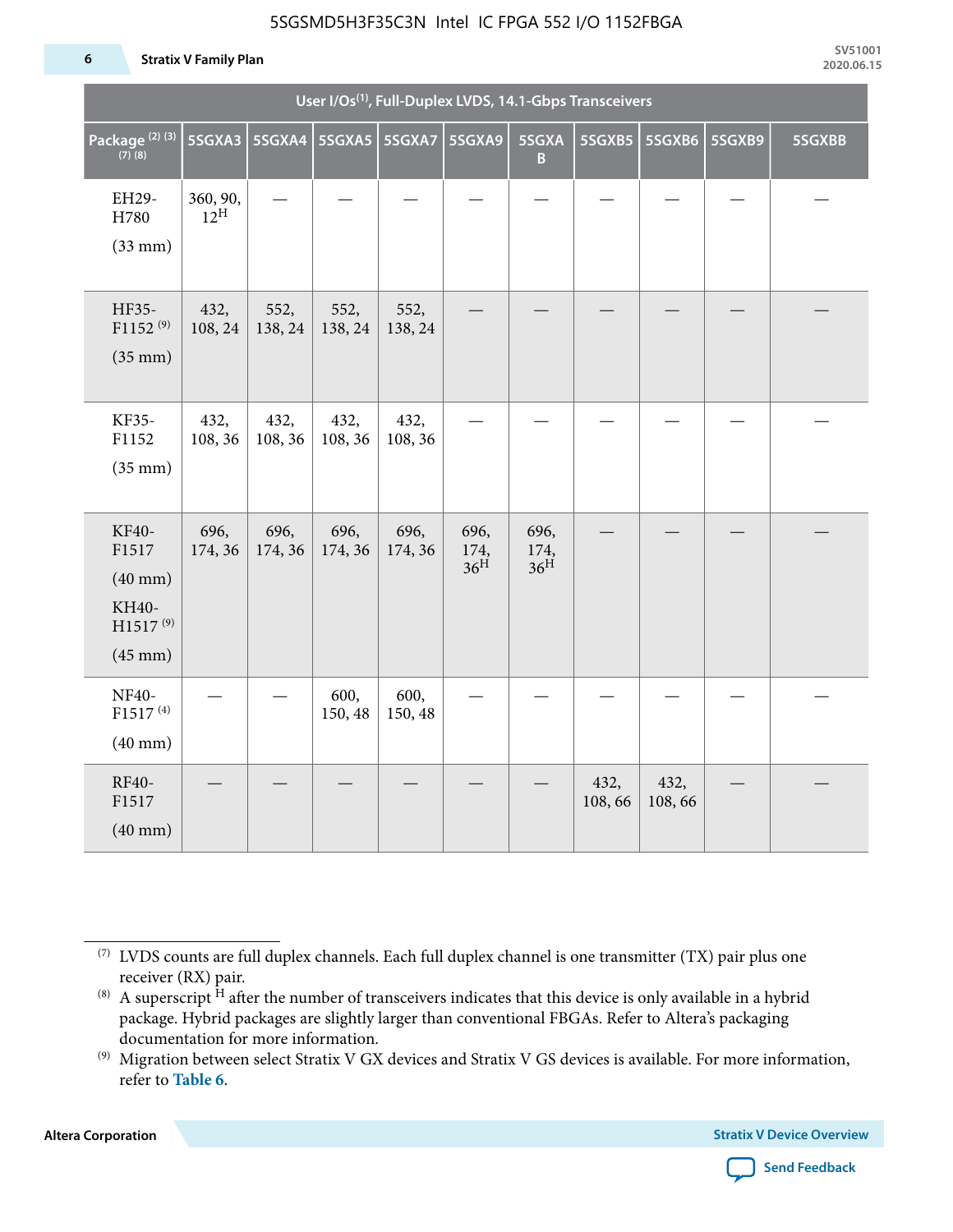| User I/Os(1), Full-Duplex LVDS, 14.1-Gbps Transceivers | | | | | | | | | | |
|---|---|---|---|---|---|---|---|---|---|---|
| Package (2) (3) (7) (8) | 5SGXA3 | 5SGXA4 | 5SGXA5 | 5SGXA7 | 5SGXA9 | 5SGXAB | 5SGXB5 | 5SGXB6 | 5SGXB9 | 5SGXBB |
| EH29-H780 (33 mm) | 360, 90, 12H | — | — | — | — | — | — | — | — | — |
| HF35-F1152 (9) (35 mm) | 432, 108, 24 | 552, 138, 24 | 552, 138, 24 | 552, 138, 24 | — | — | — | — | — | — |
| KF35-F1152 (35 mm) | 432, 108, 36 | 432, 108, 36 | 432, 108, 36 | 432, 108, 36 | — | — | — | — | — | — |
| KF40-F1517 (40 mm) KH40-H1517 (9) (45 mm) | 696, 174, 36 | 696, 174, 36 | 696, 174, 36 | 696, 174, 36 | 696, 174, 36H | 696, 174, 36H | — | — | — | — |
| NF40-F1517 (4) (40 mm) | — | — | 600, 150, 48 | 600, 150, 48 | — | — | — | — | — | — |
| RF40-F1517 (40 mm) | — | — | — | — | — | — | 432, 108, 66 | 432, 108, 66 | — | — |

(7) LVDS counts are full duplex channels. Each full duplex channel is one transmitter (TX) pair plus one receiver (RX) pair.

(8) A superscript H after the number of transceivers indicates that this device is only available in a hybrid package. Hybrid packages are slightly larger than conventional FBGAs. Refer to Altera's packaging documentation for more information.

(9) Migration between select Stratix V GX devices and Stratix V GS devices is available. For more information, refer to **Table 6**.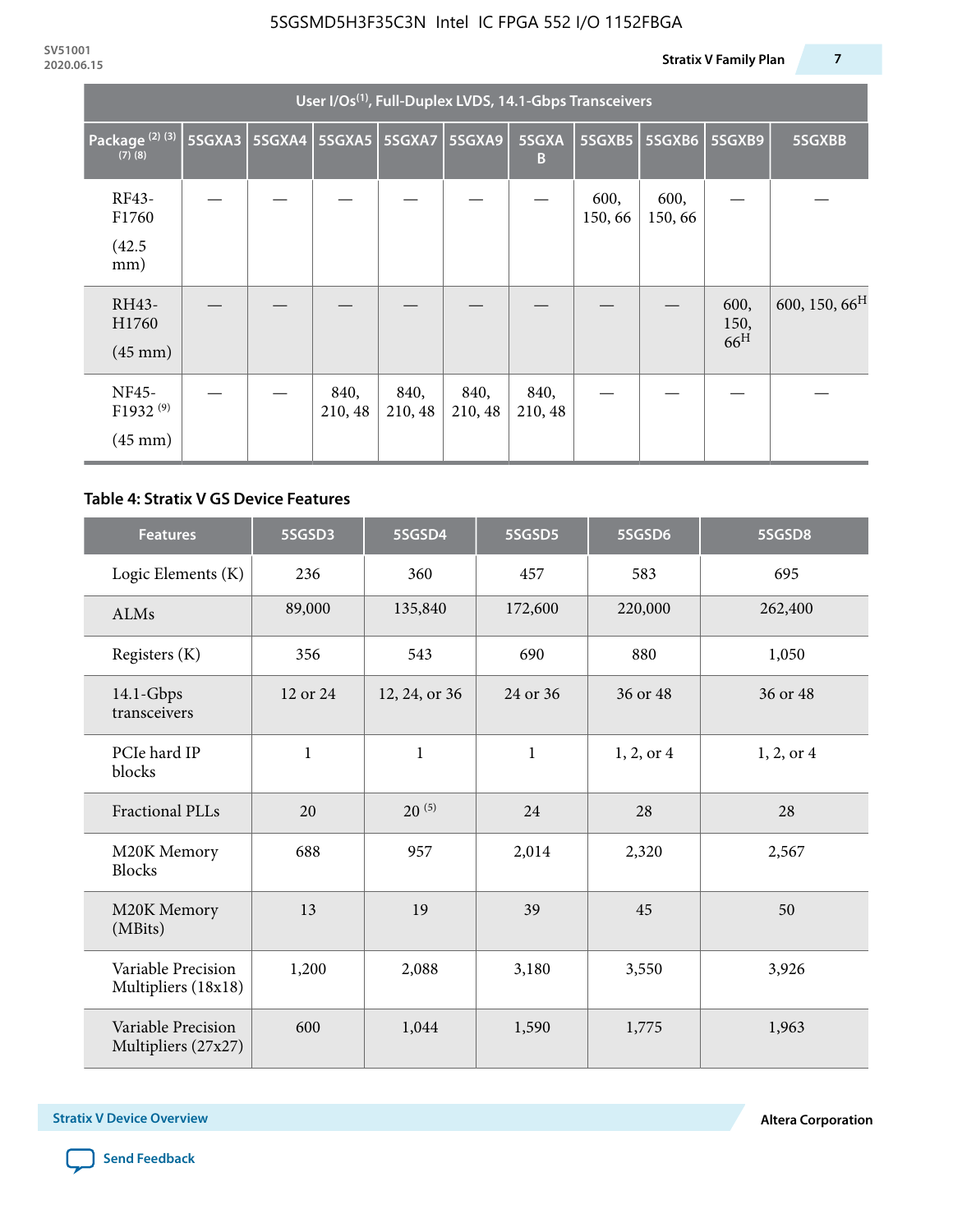| User I/Os[1], Full-Duplex LVDS, 14.1-Gbps Transceivers | | | | | | | | | | |
|---|---|---|---|---|---|---|---|---|---|---|
| Package [2] [3] [7] [8] | 5SGXA3 | 5SGXA4 | 5SGXA5 | 5SGXA7 | 5SGXA9 | 5SGXAB | 5SGXB5 | 5SGXB6 | 5SGXB9 | 5SGXBB |
| RF43-F1760 (42.5 mm) | — | — | — | — | — | — | 600, 150, 66 | 600, 150, 66 | — | — |
| RH43-H1760 (45 mm) | — | — | — | — | — | — | — | — | 600, 150, 66[H] | 600, 150, 66[H] |
| NF45-F1932 [9] (45 mm) | — | — | 840, 210, 48 | 840, 210, 48 | 840, 210, 48 | 840, 210, 48 | — | — | — | — |

### Table 4: Stratix V GS Device Features

| Features | 5SGSD3 | 5SGSD4 | 5SGSD5 | 5SGSD6 | 5SGSD8 |
|---|---|---|---|---|---|
| Logic Elements (K) | 236 | 360 | 457 | 583 | 695 |
| ALMs | 89,000 | 135,840 | 172,600 | 220,000 | 262,400 |
| Registers (K) | 356 | 543 | 690 | 880 | 1,050 |
| 14.1-Gbps transceivers | 12 or 24 | 12, 24, or 36 | 24 or 36 | 36 or 48 | 36 or 48 |
| PCIe hard IP blocks | 1 | 1 | 1 | 1, 2, or 4 | 1, 2, or 4 |
| Fractional PLLs | 20 | 20 [5] | 24 | 28 | 28 |
| M20K Memory Blocks | 688 | 957 | 2,014 | 2,320 | 2,567 |
| M20K Memory (MBits) | 13 | 19 | 39 | 45 | 50 |
| Variable Precision Multipliers (18x18) | 1,200 | 2,088 | 3,180 | 3,550 | 3,926 |
| Variable Precision Multipliers (27x27) | 600 | 1,044 | 1,590 | 1,775 | 1,963 |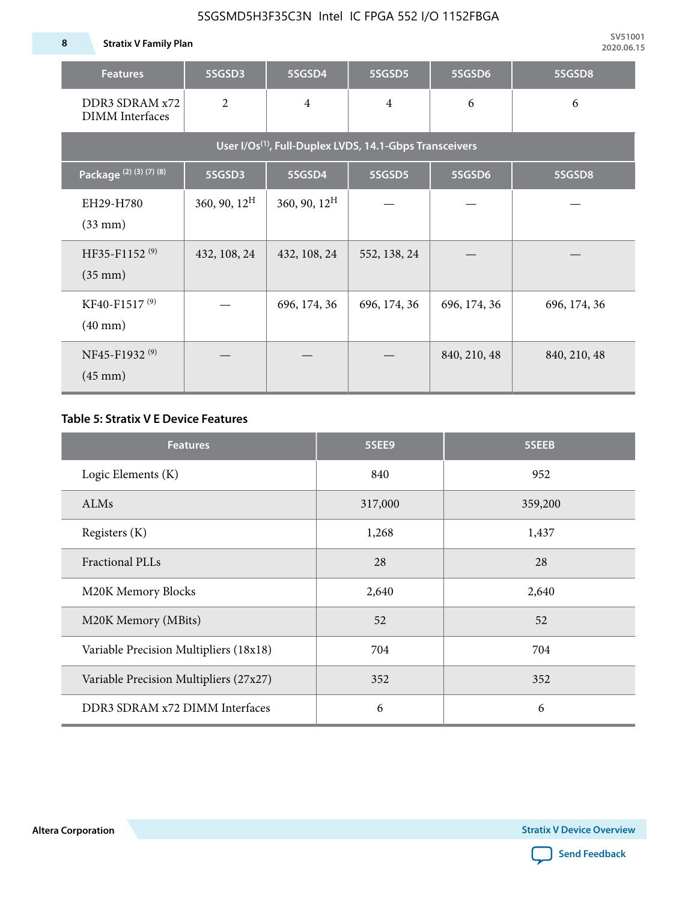| Features | 5SGSD3 | 5SGSD4 | 5SGSD5 | 5SGSD6 | 5SGSD8 |
| --- | --- | --- | --- | --- | --- |
| DDR3 SDRAM x72 DIMM Interfaces | 2 | 4 | 4 | 6 | 6 |
| **User I/Os[1], Full-Duplex LVDS, 14.1-Gbps Transceivers** | | | | | |
| **Package [2] [3] [7] [8]** | **5SGSD3** | **5SGSD4** | **5SGSD5** | **5SGSD6** | **5SGSD8** |
| EH29-H780 (33 mm) | 360, 90, 12[H] | 360, 90, 12[H] | — | — | — |
| HF35-F1152 [9] (35 mm) | 432, 108, 24 | 432, 108, 24 | 552, 138, 24 | — | — |
| KF40-F1517 [9] (40 mm) | — | 696, 174, 36 | 696, 174, 36 | 696, 174, 36 | 696, 174, 36 |
| NF45-F1932 [9] (45 mm) | — | — | — | 840, 210, 48 | 840, 210, 48 |

**Table 5: Stratix V E Device Features**

| Features | 5SEE9 | 5SEEB |
| --- | --- | --- |
| Logic Elements (K) | 840 | 952 |
| ALMs | 317,000 | 359,200 |
| Registers (K) | 1,268 | 1,437 |
| Fractional PLLs | 28 | 28 |
| M20K Memory Blocks | 2,640 | 2,640 |
| M20K Memory (MBits) | 52 | 52 |
| Variable Precision Multipliers (18x18) | 704 | 704 |
| Variable Precision Multipliers (27x27) | 352 | 352 |
| DDR3 SDRAM x72 DIMM Interfaces | 6 | 6 |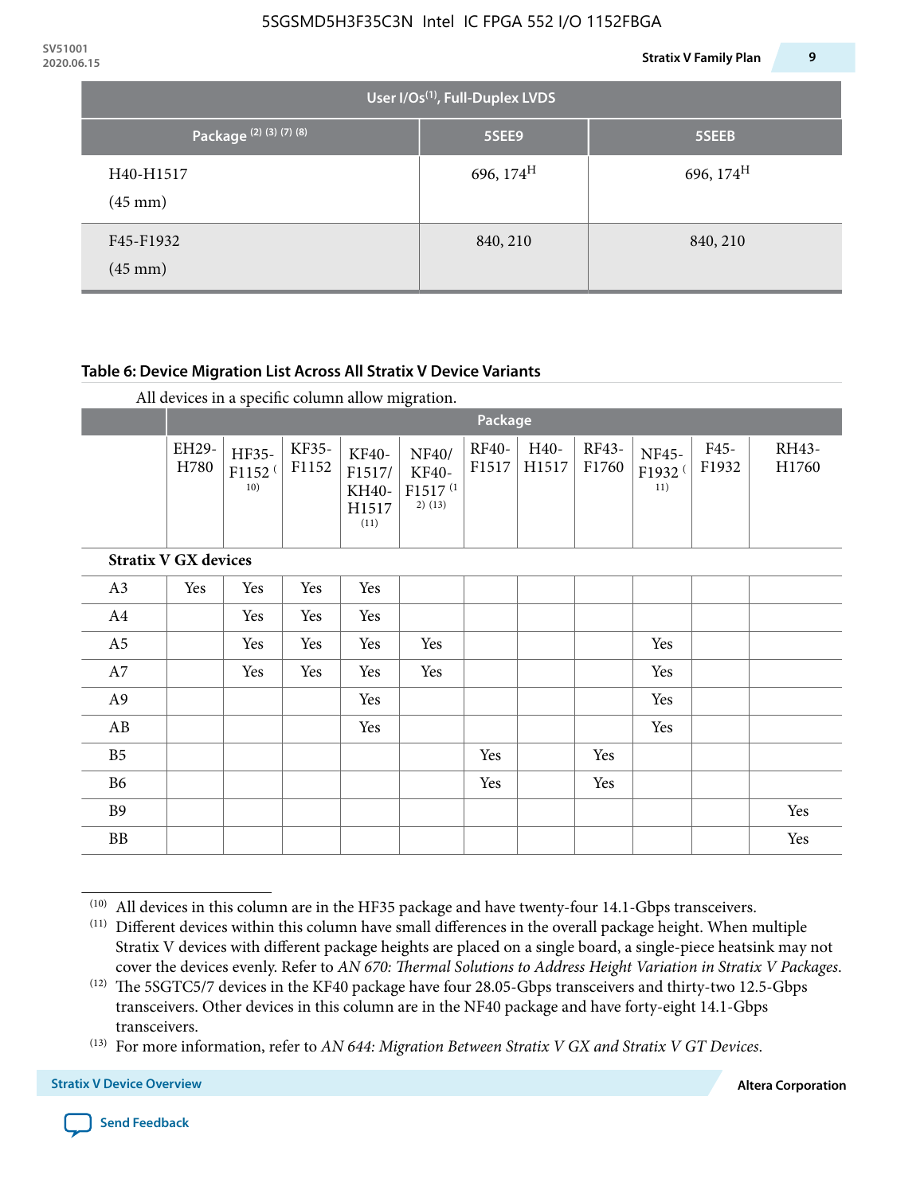| Package [2] [3] [7] [8] | 5SEE9 | 5SEEB |
|---|---|---|
| User I/Os[1], Full-Duplex LVDS | | |
| H40-H1517 (45 mm) | 696, 174[H] | 696, 174[H] |
| F45-F1932 (45 mm) | 840, 210 | 840, 210 |

**Table 6: Device Migration List Across All Stratix V Device Variants**

All devices in a specific column allow migration.

| | Package | | | | | | | | | | |
|---|---|---|---|---|---|---|---|---|---|---|---|
| | EH29-H780 | HF35-F1152 [10] | KF35-F1152 | KF40-F1517/ KH40-H1517 [11] | NF40/ KF40-F1517 [12] [13] | RF40-F1517 | H40-H1517 | RF43-F1760 | NF45-F1932 [11] | F45-F1932 | RH43-H1760 |
| **Stratix V GX devices** | | | | | | | | | | | |
| A3 | Yes | Yes | Yes | Yes | | | | | | | |
| A4 | | Yes | Yes | Yes | | | | | | | |
| A5 | | Yes | Yes | Yes | Yes | | | | Yes | | |
| A7 | | Yes | Yes | Yes | Yes | | | | Yes | | |
| A9 | | | | Yes | | | | | Yes | | |
| AB | | | | Yes | | | | | Yes | | |
| B5 | | | | | | Yes | | Yes | | | |
| B6 | | | | | | Yes | | Yes | | | |
| B9 | | | | | | | | | | | Yes |
| BB | | | | | | | | | | | Yes |

[10] All devices in this column are in the HF35 package and have twenty-four 14.1-Gbps transceivers.

[11] Different devices within this column have small differences in the overall package height. When multiple Stratix V devices with different package heights are placed on a single board, a single-piece heatsink may not cover the devices evenly. Refer to *AN 670: Thermal Solutions to Address Height Variation in Stratix V Packages*.

[12] The 5SGTC5/7 devices in the KF40 package have four 28.05-Gbps transceivers and thirty-two 12.5-Gbps transceivers. Other devices in this column are in the NF40 package and have forty-eight 14.1-Gbps transceivers.

[13] For more information, refer to *AN 644: Migration Between Stratix V GX and Stratix V GT Devices*.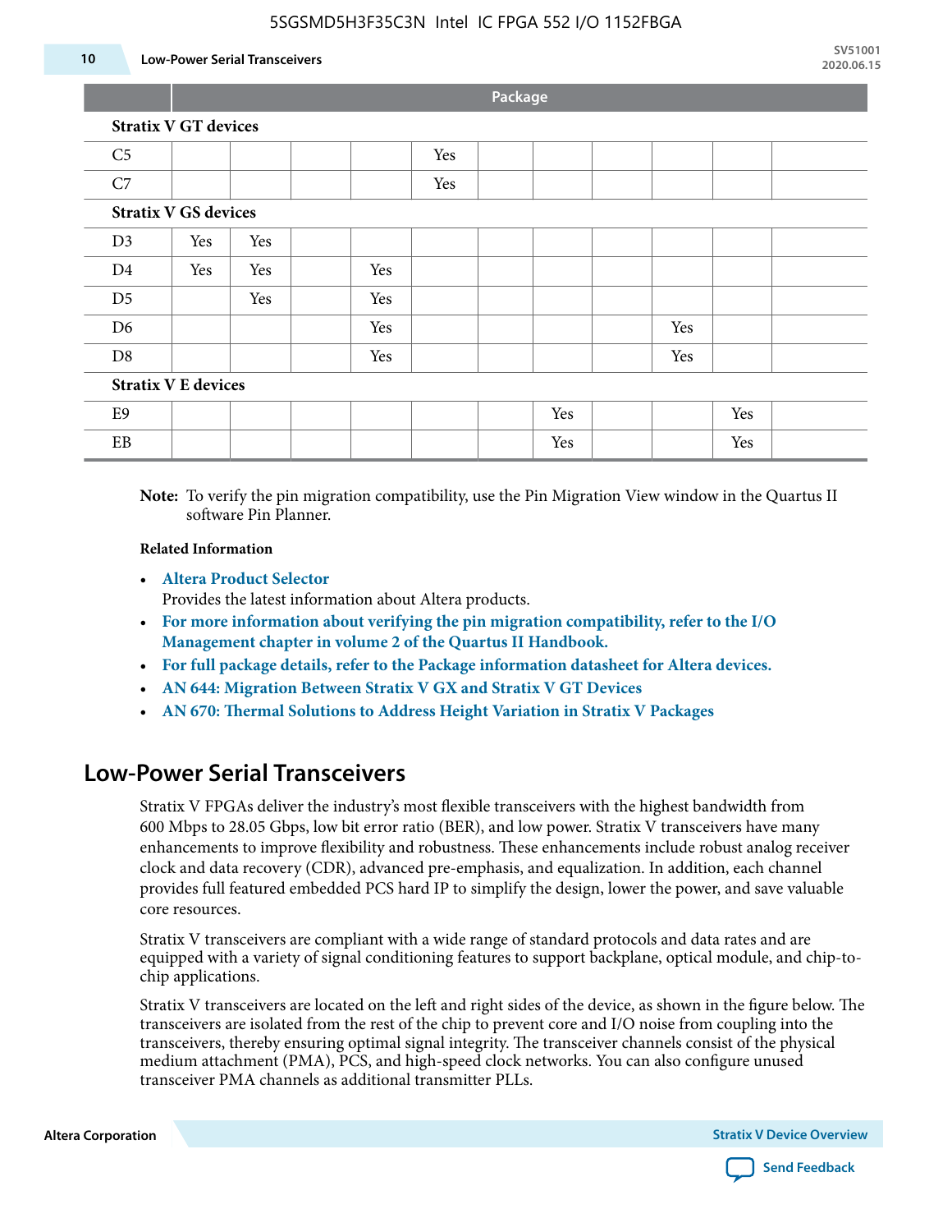| | Package | | | | | | | | | | |
|---|---|---|---|---|---|---|---|---|---|---|---|
| **Stratix V GT devices** | | | | | | | | | | | |
| C5 | | | | | Yes | | | | | | |
| C7 | | | | | Yes | | | | | | |
| **Stratix V GS devices** | | | | | | | | | | | |
| D3 | Yes | Yes | | | | | | | | | |
| D4 | Yes | Yes | | Yes | | | | | | | |
| D5 | | Yes | | Yes | | | | | | | |
| D6 | | | | Yes | | | | | Yes | | |
| D8 | | | | Yes | | | | | Yes | | |
| **Stratix V E devices** | | | | | | | | | | | |
| E9 | | | | | | | Yes | | | Yes | |
| EB | | | | | | | Yes | | | Yes | |

**Note:** To verify the pin migration compatibility, use the Pin Migration View window in the Quartus II software Pin Planner.

**Related Information**

- **Altera Product Selector**
  Provides the latest information about Altera products.
- **For more information about verifying the pin migration compatibility, refer to the I/O Management chapter in volume 2 of the Quartus II Handbook.**
- **For full package details, refer to the Package information datasheet for Altera devices.**
- **AN 644: Migration Between Stratix V GX and Stratix V GT Devices**
- **AN 670: Thermal Solutions to Address Height Variation in Stratix V Packages**

## Low-Power Serial Transceivers

Stratix V FPGAs deliver the industry's most flexible transceivers with the highest bandwidth from 600 Mbps to 28.05 Gbps, low bit error ratio (BER), and low power. Stratix V transceivers have many enhancements to improve flexibility and robustness. These enhancements include robust analog receiver clock and data recovery (CDR), advanced pre-emphasis, and equalization. In addition, each channel provides full featured embedded PCS hard IP to simplify the design, lower the power, and save valuable core resources.

Stratix V transceivers are compliant with a wide range of standard protocols and data rates and are equipped with a variety of signal conditioning features to support backplane, optical module, and chip-to-chip applications.

Stratix V transceivers are located on the left and right sides of the device, as shown in the figure below. The transceivers are isolated from the rest of the chip to prevent core and I/O noise from coupling into the transceivers, thereby ensuring optimal signal integrity. The transceiver channels consist of the physical medium attachment (PMA), PCS, and high-speed clock networks. You can also configure unused transceiver PMA channels as additional transmitter PLLs.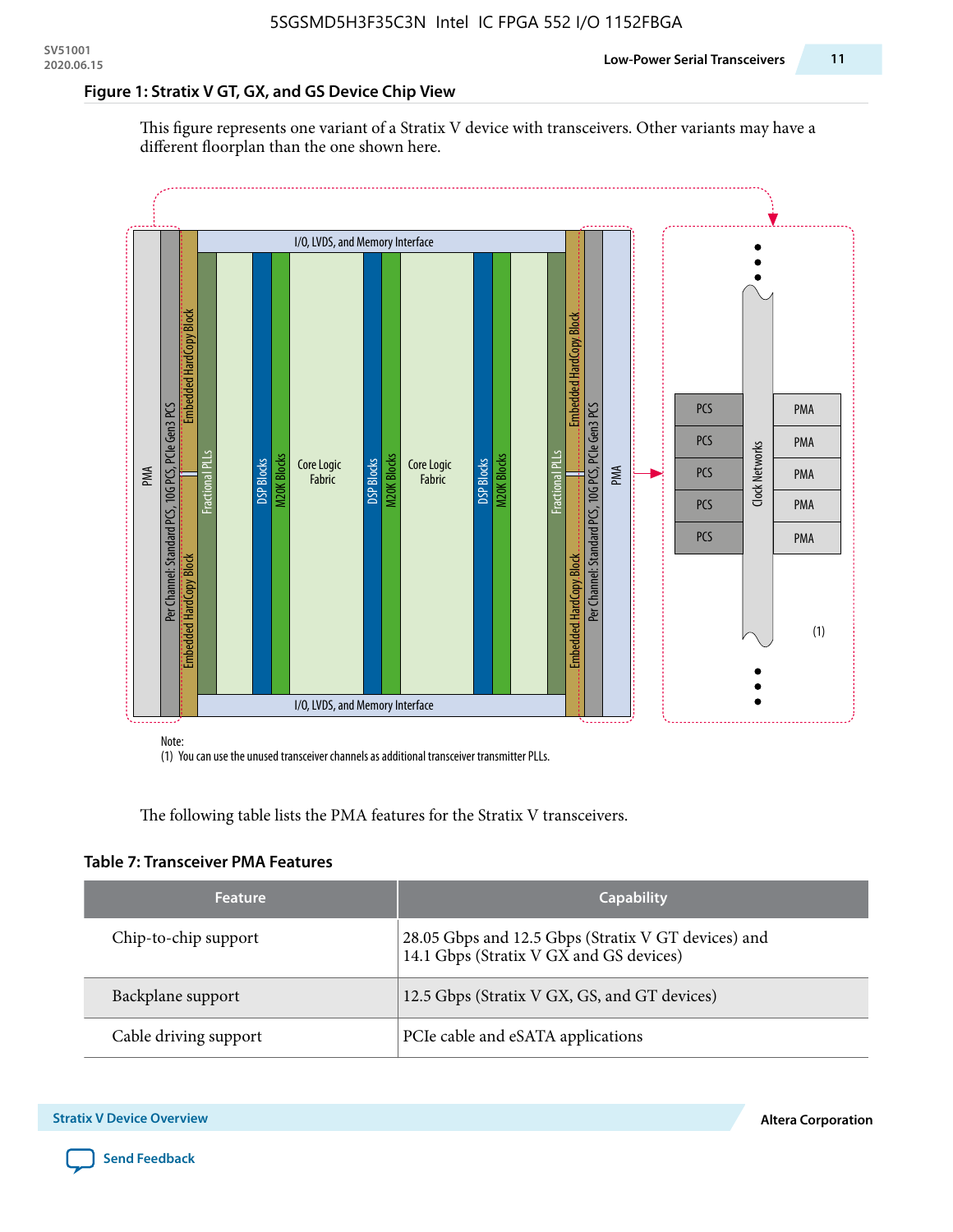**Figure 1: Stratix V GT, GX, and GS Device Chip View**

This figure represents one variant of a Stratix V device with transceivers. Other variants may have a different floorplan than the one shown here.

Note:
(1) You can use the unused transceiver channels as additional transceiver transmitter PLLs.

The following table lists the PMA features for the Stratix V transceivers.

**Table 7: Transceiver PMA Features**

| Feature | Capability |
|---|---|
| Chip-to-chip support | 28.05 Gbps and 12.5 Gbps (Stratix V GT devices) and 14.1 Gbps (Stratix V GX and GS devices) |
| Backplane support | 12.5 Gbps (Stratix V GX, GS, and GT devices) |
| Cable driving support | PCIe cable and eSATA applications |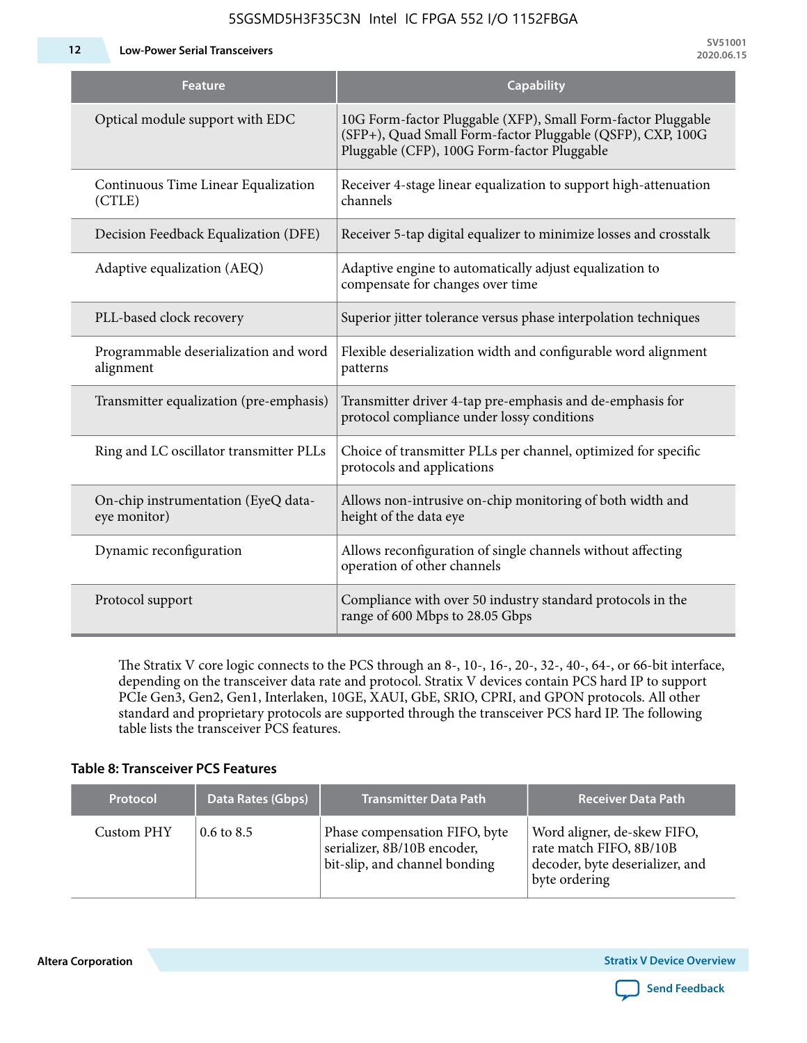| Feature | Capability |
| --- | --- |
| Optical module support with EDC | 10G Form-factor Pluggable (XFP), Small Form-factor Pluggable (SFP+), Quad Small Form-factor Pluggable (QSFP), CXP, 100G Pluggable (CFP), 100G Form-factor Pluggable |
| Continuous Time Linear Equalization (CTLE) | Receiver 4-stage linear equalization to support high-attenuation channels |
| Decision Feedback Equalization (DFE) | Receiver 5-tap digital equalizer to minimize losses and crosstalk |
| Adaptive equalization (AEQ) | Adaptive engine to automatically adjust equalization to compensate for changes over time |
| PLL-based clock recovery | Superior jitter tolerance versus phase interpolation techniques |
| Programmable deserialization and word alignment | Flexible deserialization width and configurable word alignment patterns |
| Transmitter equalization (pre-emphasis) | Transmitter driver 4-tap pre-emphasis and de-emphasis for protocol compliance under lossy conditions |
| Ring and LC oscillator transmitter PLLs | Choice of transmitter PLLs per channel, optimized for specific protocols and applications |
| On-chip instrumentation (EyeQ data-eye monitor) | Allows non-intrusive on-chip monitoring of both width and height of the data eye |
| Dynamic reconfiguration | Allows reconfiguration of single channels without affecting operation of other channels |
| Protocol support | Compliance with over 50 industry standard protocols in the range of 600 Mbps to 28.05 Gbps |

The Stratix V core logic connects to the PCS through an 8-, 10-, 16-, 20-, 32-, 40-, 64-, or 66-bit interface, depending on the transceiver data rate and protocol. Stratix V devices contain PCS hard IP to support PCIe Gen3, Gen2, Gen1, Interlaken, 10GE, XAUI, GbE, SRIO, CPRI, and GPON protocols. All other standard and proprietary protocols are supported through the transceiver PCS hard IP. The following table lists the transceiver PCS features.

**Table 8: Transceiver PCS Features**

| Protocol | Data Rates (Gbps) | Transmitter Data Path | Receiver Data Path |
| --- | --- | --- | --- |
| Custom PHY | 0.6 to 8.5 | Phase compensation FIFO, byte serializer, 8B/10B encoder, bit-slip, and channel bonding | Word aligner, de-skew FIFO, rate match FIFO, 8B/10B decoder, byte deserializer, and byte ordering |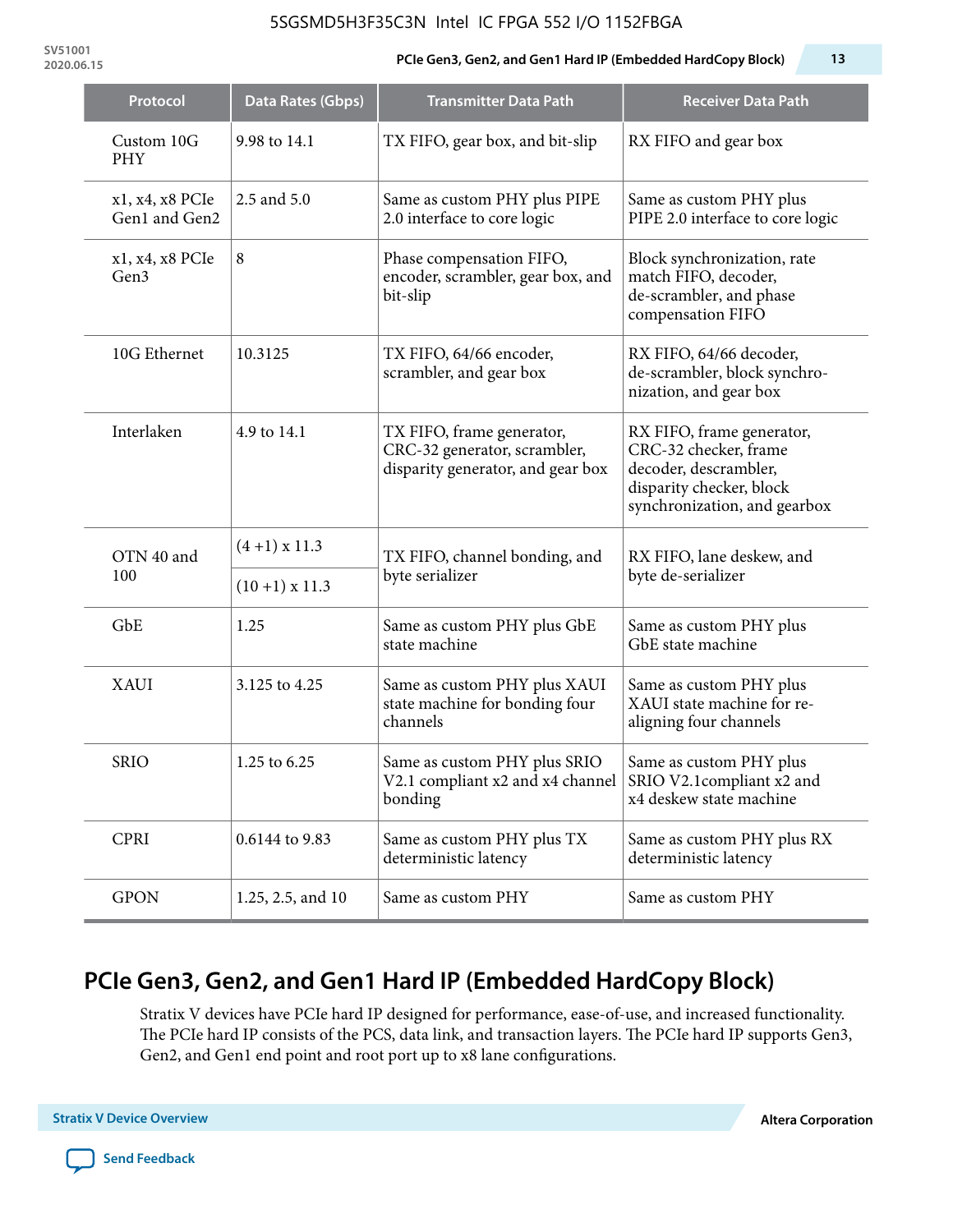| Protocol | Data Rates (Gbps) | Transmitter Data Path | Receiver Data Path |
|---|---|---|---|
| Custom 10G PHY | 9.98 to 14.1 | TX FIFO, gear box, and bit-slip | RX FIFO and gear box |
| x1, x4, x8 PCIe Gen1 and Gen2 | 2.5 and 5.0 | Same as custom PHY plus PIPE 2.0 interface to core logic | Same as custom PHY plus PIPE 2.0 interface to core logic |
| x1, x4, x8 PCIe Gen3 | 8 | Phase compensation FIFO, encoder, scrambler, gear box, and bit-slip | Block synchronization, rate match FIFO, decoder, de-scrambler, and phase compensation FIFO |
| 10G Ethernet | 10.3125 | TX FIFO, 64/66 encoder, scrambler, and gear box | RX FIFO, 64/66 decoder, de-scrambler, block synchro-nization, and gear box |
| Interlaken | 4.9 to 14.1 | TX FIFO, frame generator, CRC-32 generator, scrambler, disparity generator, and gear box | RX FIFO, frame generator, CRC-32 checker, frame decoder, descrambler, disparity checker, block synchronization, and gearbox |
| OTN 40 and 100 | (4 +1) x 11.3 | TX FIFO, channel bonding, and byte serializer | RX FIFO, lane deskew, and byte de-serializer |
| | (10 +1) x 11.3 | | |
| GbE | 1.25 | Same as custom PHY plus GbE state machine | Same as custom PHY plus GbE state machine |
| XAUI | 3.125 to 4.25 | Same as custom PHY plus XAUI state machine for bonding four channels | Same as custom PHY plus XAUI state machine for re-aligning four channels |
| SRIO | 1.25 to 6.25 | Same as custom PHY plus SRIO V2.1 compliant x2 and x4 channel bonding | Same as custom PHY plus SRIO V2.1compliant x2 and x4 deskew state machine |
| CPRI | 0.6144 to 9.83 | Same as custom PHY plus TX deterministic latency | Same as custom PHY plus RX deterministic latency |
| GPON | 1.25, 2.5, and 10 | Same as custom PHY | Same as custom PHY |

## PCIe Gen3, Gen2, and Gen1 Hard IP (Embedded HardCopy Block)

Stratix V devices have PCIe hard IP designed for performance, ease-of-use, and increased functionality. The PCIe hard IP consists of the PCS, data link, and transaction layers. The PCIe hard IP supports Gen3, Gen2, and Gen1 end point and root port up to x8 lane configurations.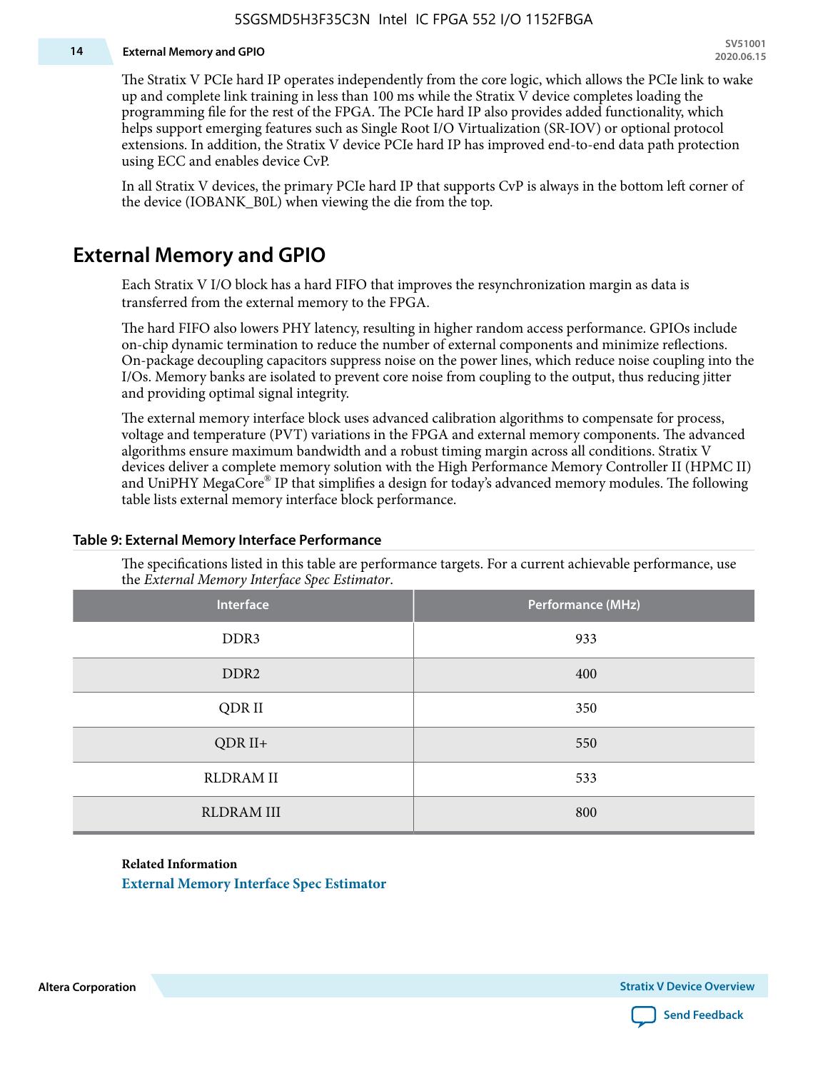The Stratix V PCIe hard IP operates independently from the core logic, which allows the PCIe link to wake up and complete link training in less than 100 ms while the Stratix V device completes loading the programming file for the rest of the FPGA. The PCIe hard IP also provides added functionality, which helps support emerging features such as Single Root I/O Virtualization (SR-IOV) or optional protocol extensions. In addition, the Stratix V device PCIe hard IP has improved end-to-end data path protection using ECC and enables device CvP.

In all Stratix V devices, the primary PCIe hard IP that supports CvP is always in the bottom left corner of the device (IOBANK_B0L) when viewing the die from the top.

## External Memory and GPIO

Each Stratix V I/O block has a hard FIFO that improves the resynchronization margin as data is transferred from the external memory to the FPGA.

The hard FIFO also lowers PHY latency, resulting in higher random access performance. GPIOs include on-chip dynamic termination to reduce the number of external components and minimize reflections. On-package decoupling capacitors suppress noise on the power lines, which reduce noise coupling into the I/Os. Memory banks are isolated to prevent core noise from coupling to the output, thus reducing jitter and providing optimal signal integrity.

The external memory interface block uses advanced calibration algorithms to compensate for process, voltage and temperature (PVT) variations in the FPGA and external memory components. The advanced algorithms ensure maximum bandwidth and a robust timing margin across all conditions. Stratix V devices deliver a complete memory solution with the High Performance Memory Controller II (HPMC II) and UniPHY MegaCore® IP that simplifies a design for today's advanced memory modules. The following table lists external memory interface block performance.

**Table 9: External Memory Interface Performance**

The specifications listed in this table are performance targets. For a current achievable performance, use the *External Memory Interface Spec Estimator*.

| Interface | Performance (MHz) |
|---|---|
| DDR3 | 933 |
| DDR2 | 400 |
| QDR II | 350 |
| QDR II+ | 550 |
| RLDRAM II | 533 |
| RLDRAM III | 800 |

**Related Information**

External Memory Interface Spec Estimator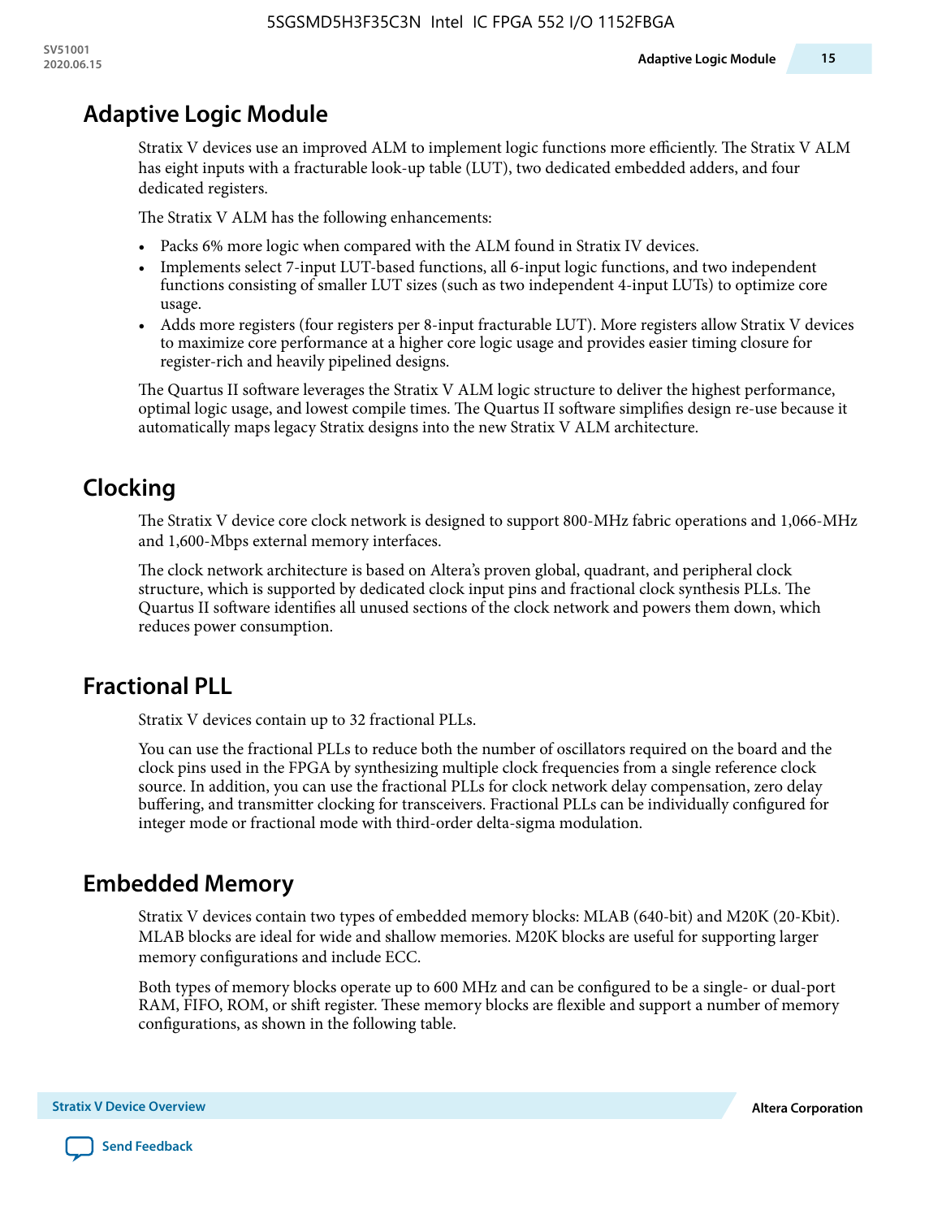## Adaptive Logic Module

Stratix V devices use an improved ALM to implement logic functions more efficiently. The Stratix V ALM has eight inputs with a fracturable look-up table (LUT), two dedicated embedded adders, and four dedicated registers.

The Stratix V ALM has the following enhancements:

- Packs 6% more logic when compared with the ALM found in Stratix IV devices.
- Implements select 7-input LUT-based functions, all 6-input logic functions, and two independent functions consisting of smaller LUT sizes (such as two independent 4-input LUTs) to optimize core usage.
- Adds more registers (four registers per 8-input fracturable LUT). More registers allow Stratix V devices to maximize core performance at a higher core logic usage and provides easier timing closure for register-rich and heavily pipelined designs.

The Quartus II software leverages the Stratix V ALM logic structure to deliver the highest performance, optimal logic usage, and lowest compile times. The Quartus II software simplifies design re-use because it automatically maps legacy Stratix designs into the new Stratix V ALM architecture.

## Clocking

The Stratix V device core clock network is designed to support 800-MHz fabric operations and 1,066-MHz and 1,600-Mbps external memory interfaces.

The clock network architecture is based on Altera's proven global, quadrant, and peripheral clock structure, which is supported by dedicated clock input pins and fractional clock synthesis PLLs. The Quartus II software identifies all unused sections of the clock network and powers them down, which reduces power consumption.

## Fractional PLL

Stratix V devices contain up to 32 fractional PLLs.

You can use the fractional PLLs to reduce both the number of oscillators required on the board and the clock pins used in the FPGA by synthesizing multiple clock frequencies from a single reference clock source. In addition, you can use the fractional PLLs for clock network delay compensation, zero delay buffering, and transmitter clocking for transceivers. Fractional PLLs can be individually configured for integer mode or fractional mode with third-order delta-sigma modulation.

## Embedded Memory

Stratix V devices contain two types of embedded memory blocks: MLAB (640-bit) and M20K (20-Kbit). MLAB blocks are ideal for wide and shallow memories. M20K blocks are useful for supporting larger memory configurations and include ECC.

Both types of memory blocks operate up to 600 MHz and can be configured to be a single- or dual-port RAM, FIFO, ROM, or shift register. These memory blocks are flexible and support a number of memory configurations, as shown in the following table.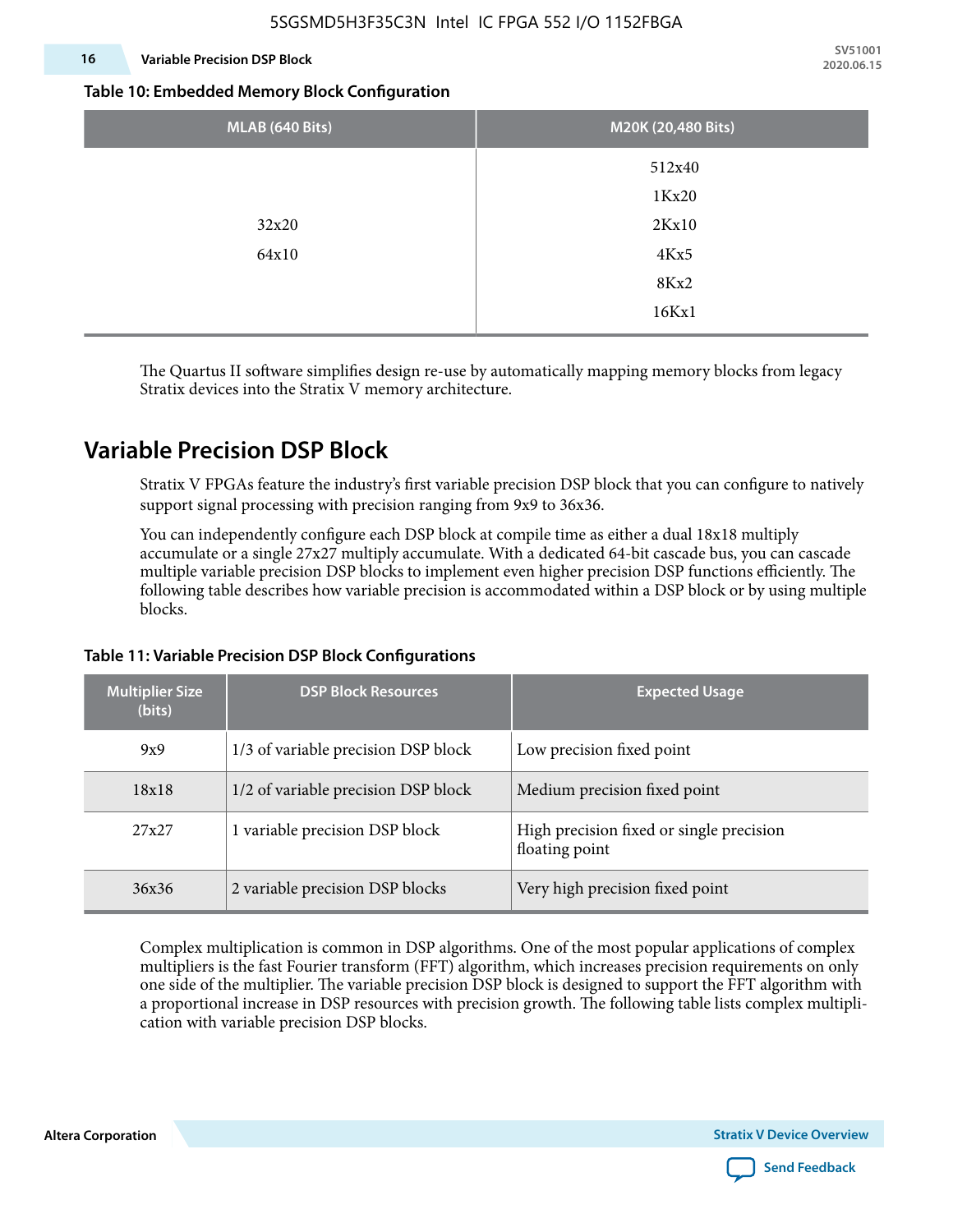**Table 10: Embedded Memory Block Configuration**

| MLAB (640 Bits) | M20K (20,480 Bits) |
|---|---|
| 32x20<br>64x10 | 512x40<br>1Kx20<br>2Kx10<br>4Kx5<br>8Kx2<br>16Kx1 |

The Quartus II software simplifies design re-use by automatically mapping memory blocks from legacy Stratix devices into the Stratix V memory architecture.

## Variable Precision DSP Block

Stratix V FPGAs feature the industry's first variable precision DSP block that you can configure to natively support signal processing with precision ranging from 9x9 to 36x36.

You can independently configure each DSP block at compile time as either a dual 18x18 multiply accumulate or a single 27x27 multiply accumulate. With a dedicated 64-bit cascade bus, you can cascade multiple variable precision DSP blocks to implement even higher precision DSP functions efficiently. The following table describes how variable precision is accommodated within a DSP block or by using multiple blocks.

**Table 11: Variable Precision DSP Block Configurations**

| Multiplier Size (bits) | DSP Block Resources | Expected Usage |
|---|---|---|
| 9x9 | 1/3 of variable precision DSP block | Low precision fixed point |
| 18x18 | 1/2 of variable precision DSP block | Medium precision fixed point |
| 27x27 | 1 variable precision DSP block | High precision fixed or single precision floating point |
| 36x36 | 2 variable precision DSP blocks | Very high precision fixed point |

Complex multiplication is common in DSP algorithms. One of the most popular applications of complex multipliers is the fast Fourier transform (FFT) algorithm, which increases precision requirements on only one side of the multiplier. The variable precision DSP block is designed to support the FFT algorithm with a proportional increase in DSP resources with precision growth. The following table lists complex multiplication with variable precision DSP blocks.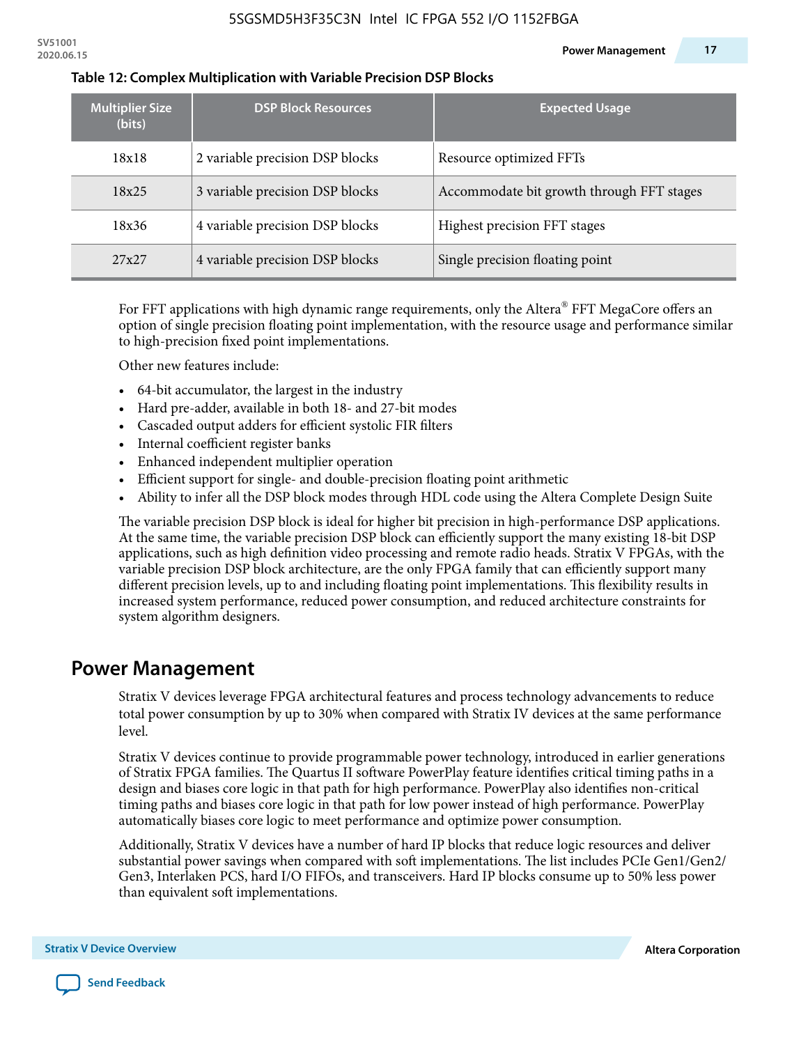**Table 12: Complex Multiplication with Variable Precision DSP Blocks**

| Multiplier Size (bits) | DSP Block Resources | Expected Usage |
|---|---|---|
| 18x18 | 2 variable precision DSP blocks | Resource optimized FFTs |
| 18x25 | 3 variable precision DSP blocks | Accommodate bit growth through FFT stages |
| 18x36 | 4 variable precision DSP blocks | Highest precision FFT stages |
| 27x27 | 4 variable precision DSP blocks | Single precision floating point |

For FFT applications with high dynamic range requirements, only the Altera® FFT MegaCore offers an option of single precision floating point implementation, with the resource usage and performance similar to high-precision fixed point implementations.

Other new features include:

- 64-bit accumulator, the largest in the industry
- Hard pre-adder, available in both 18- and 27-bit modes
- Cascaded output adders for efficient systolic FIR filters
- Internal coefficient register banks
- Enhanced independent multiplier operation
- Efficient support for single- and double-precision floating point arithmetic
- Ability to infer all the DSP block modes through HDL code using the Altera Complete Design Suite

The variable precision DSP block is ideal for higher bit precision in high-performance DSP applications. At the same time, the variable precision DSP block can efficiently support the many existing 18-bit DSP applications, such as high definition video processing and remote radio heads. Stratix V FPGAs, with the variable precision DSP block architecture, are the only FPGA family that can efficiently support many different precision levels, up to and including floating point implementations. This flexibility results in increased system performance, reduced power consumption, and reduced architecture constraints for system algorithm designers.

## Power Management

Stratix V devices leverage FPGA architectural features and process technology advancements to reduce total power consumption by up to 30% when compared with Stratix IV devices at the same performance level.

Stratix V devices continue to provide programmable power technology, introduced in earlier generations of Stratix FPGA families. The Quartus II software PowerPlay feature identifies critical timing paths in a design and biases core logic in that path for high performance. PowerPlay also identifies non-critical timing paths and biases core logic in that path for low power instead of high performance. PowerPlay automatically biases core logic to meet performance and optimize power consumption.

Additionally, Stratix V devices have a number of hard IP blocks that reduce logic resources and deliver substantial power savings when compared with soft implementations. The list includes PCIe Gen1/Gen2/Gen3, Interlaken PCS, hard I/O FIFOs, and transceivers. Hard IP blocks consume up to 50% less power than equivalent soft implementations.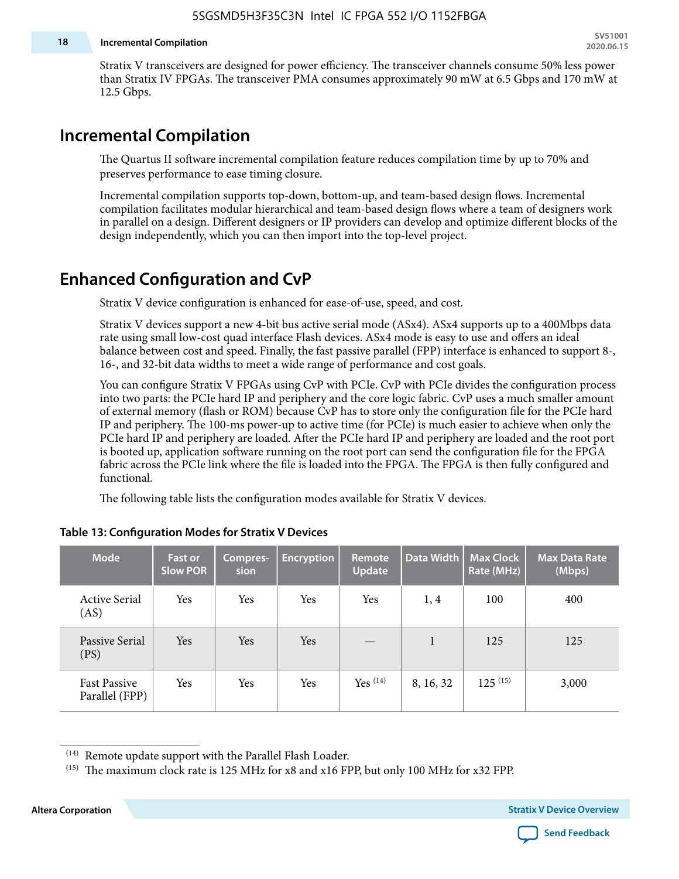Stratix V transceivers are designed for power efficiency. The transceiver channels consume 50% less power than Stratix IV FPGAs. The transceiver PMA consumes approximately 90 mW at 6.5 Gbps and 170 mW at 12.5 Gbps.

## Incremental Compilation

The Quartus II software incremental compilation feature reduces compilation time by up to 70% and preserves performance to ease timing closure.

Incremental compilation supports top-down, bottom-up, and team-based design flows. Incremental compilation facilitates modular hierarchical and team-based design flows where a team of designers work in parallel on a design. Different designers or IP providers can develop and optimize different blocks of the design independently, which you can then import into the top-level project.

## Enhanced Configuration and CvP

Stratix V device configuration is enhanced for ease-of-use, speed, and cost.

Stratix V devices support a new 4-bit bus active serial mode (ASx4). ASx4 supports up to a 400Mbps data rate using small low-cost quad interface Flash devices. ASx4 mode is easy to use and offers an ideal balance between cost and speed. Finally, the fast passive parallel (FPP) interface is enhanced to support 8-, 16-, and 32-bit data widths to meet a wide range of performance and cost goals.

You can configure Stratix V FPGAs using CvP with PCIe. CvP with PCIe divides the configuration process into two parts: the PCIe hard IP and periphery and the core logic fabric. CvP uses a much smaller amount of external memory (flash or ROM) because CvP has to store only the configuration file for the PCIe hard IP and periphery. The 100-ms power-up to active time (for PCIe) is much easier to achieve when only the PCIe hard IP and periphery are loaded. After the PCIe hard IP and periphery are loaded and the root port is booted up, application software running on the root port can send the configuration file for the FPGA fabric across the PCIe link where the file is loaded into the FPGA. The FPGA is then fully configured and functional.

The following table lists the configuration modes available for Stratix V devices.

**Table 13: Configuration Modes for Stratix V Devices**

| Mode | Fast or Slow POR | Compres-sion | Encryption | Remote Update | Data Width | Max Clock Rate (MHz) | Max Data Rate (Mbps) |
|---|---|---|---|---|---|---|---|
| Active Serial (AS) | Yes | Yes | Yes | Yes | 1, 4 | 100 | 400 |
| Passive Serial (PS) | Yes | Yes | Yes | — | 1 | 125 | 125 |
| Fast Passive Parallel (FPP) | Yes | Yes | Yes | Yes [14] | 8, 16, 32 | 125 [15] | 3,000 |

[14] Remote update support with the Parallel Flash Loader.

[15] The maximum clock rate is 125 MHz for x8 and x16 FPP, but only 100 MHz for x32 FPP.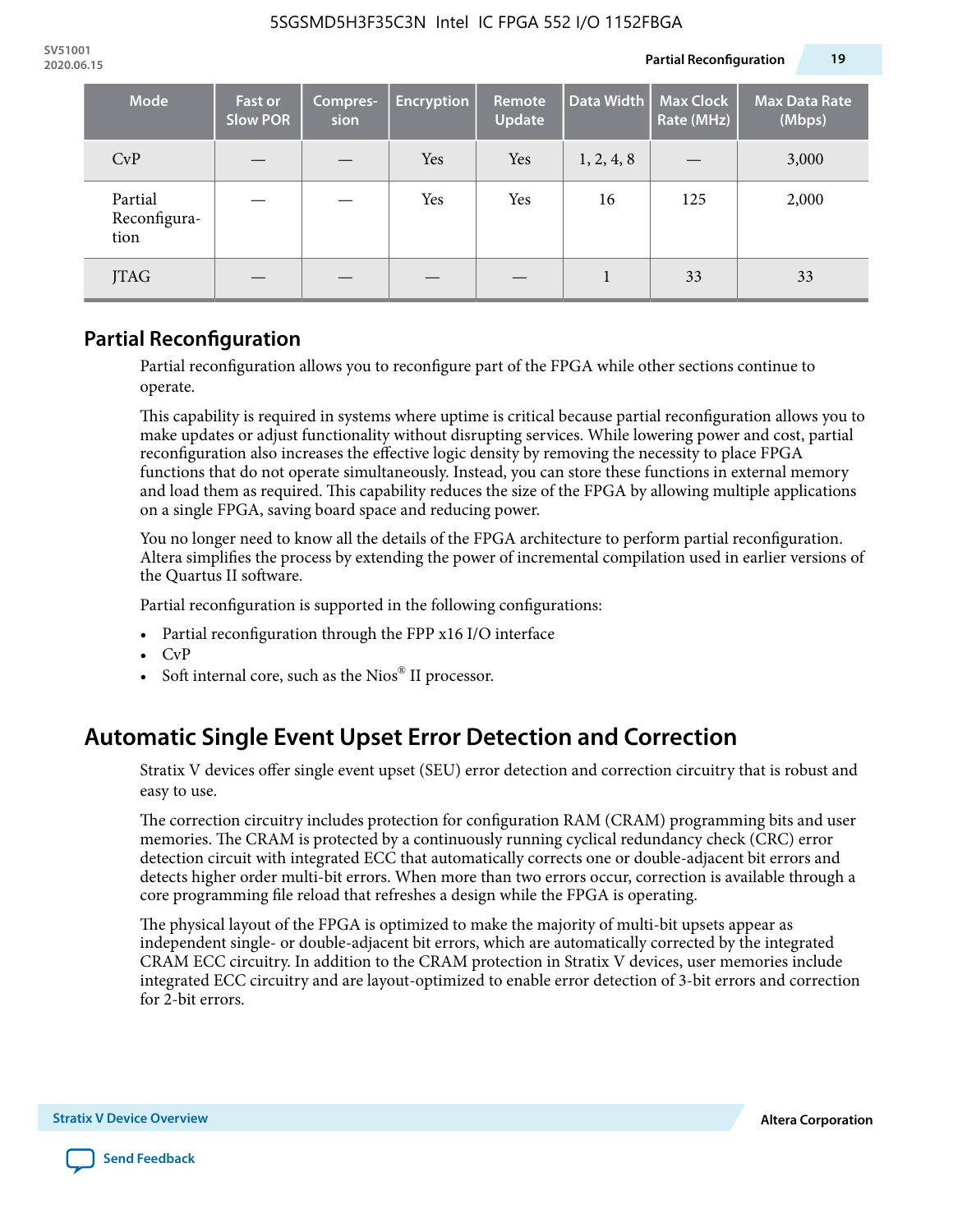| Mode | Fast or Slow POR | Compres-sion | Encryption | Remote Update | Data Width | Max Clock Rate (MHz) | Max Data Rate (Mbps) |
|---|---|---|---|---|---|---|---|
| CvP | — | — | Yes | Yes | 1, 2, 4, 8 | — | 3,000 |
| Partial Reconfigura-tion | — | — | Yes | Yes | 16 | 125 | 2,000 |
| JTAG | — | — | — | — | 1 | 33 | 33 |

## Partial Reconfiguration

Partial reconfiguration allows you to reconfigure part of the FPGA while other sections continue to operate.

This capability is required in systems where uptime is critical because partial reconfiguration allows you to make updates or adjust functionality without disrupting services. While lowering power and cost, partial reconfiguration also increases the effective logic density by removing the necessity to place FPGA functions that do not operate simultaneously. Instead, you can store these functions in external memory and load them as required. This capability reduces the size of the FPGA by allowing multiple applications on a single FPGA, saving board space and reducing power.

You no longer need to know all the details of the FPGA architecture to perform partial reconfiguration. Altera simplifies the process by extending the power of incremental compilation used in earlier versions of the Quartus II software.

Partial reconfiguration is supported in the following configurations:

- Partial reconfiguration through the FPP x16 I/O interface
- CvP
- Soft internal core, such as the Nios® II processor.

# Automatic Single Event Upset Error Detection and Correction

Stratix V devices offer single event upset (SEU) error detection and correction circuitry that is robust and easy to use.

The correction circuitry includes protection for configuration RAM (CRAM) programming bits and user memories. The CRAM is protected by a continuously running cyclical redundancy check (CRC) error detection circuit with integrated ECC that automatically corrects one or double-adjacent bit errors and detects higher order multi-bit errors. When more than two errors occur, correction is available through a core programming file reload that refreshes a design while the FPGA is operating.

The physical layout of the FPGA is optimized to make the majority of multi-bit upsets appear as independent single- or double-adjacent bit errors, which are automatically corrected by the integrated CRAM ECC circuitry. In addition to the CRAM protection in Stratix V devices, user memories include integrated ECC circuitry and are layout-optimized to enable error detection of 3-bit errors and correction for 2-bit errors.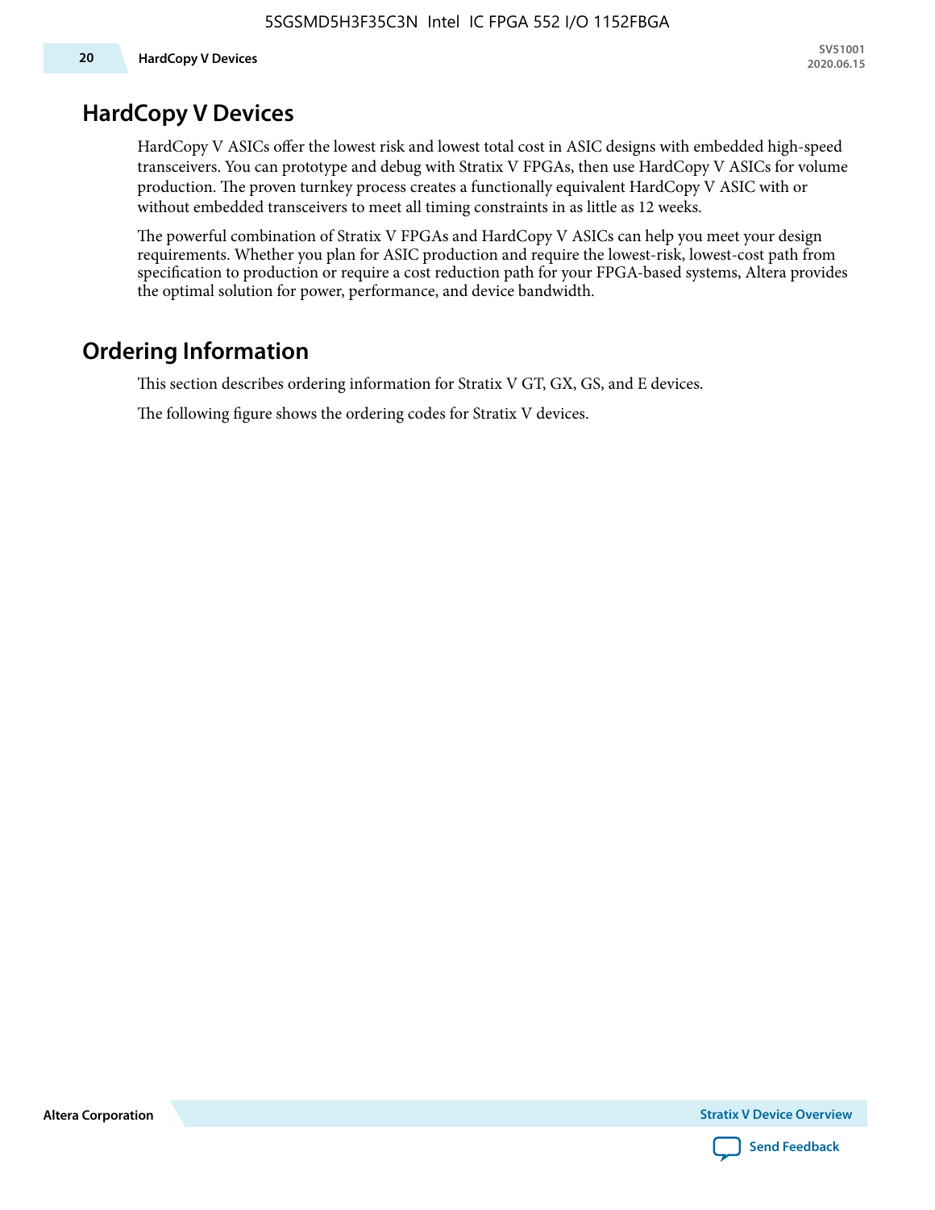## HardCopy V Devices

HardCopy V ASICs offer the lowest risk and lowest total cost in ASIC designs with embedded high-speed transceivers. You can prototype and debug with Stratix V FPGAs, then use HardCopy V ASICs for volume production. The proven turnkey process creates a functionally equivalent HardCopy V ASIC with or without embedded transceivers to meet all timing constraints in as little as 12 weeks.

The powerful combination of Stratix V FPGAs and HardCopy V ASICs can help you meet your design requirements. Whether you plan for ASIC production and require the lowest-risk, lowest-cost path from specification to production or require a cost reduction path for your FPGA-based systems, Altera provides the optimal solution for power, performance, and device bandwidth.

## Ordering Information

This section describes ordering information for Stratix V GT, GX, GS, and E devices.

The following figure shows the ordering codes for Stratix V devices.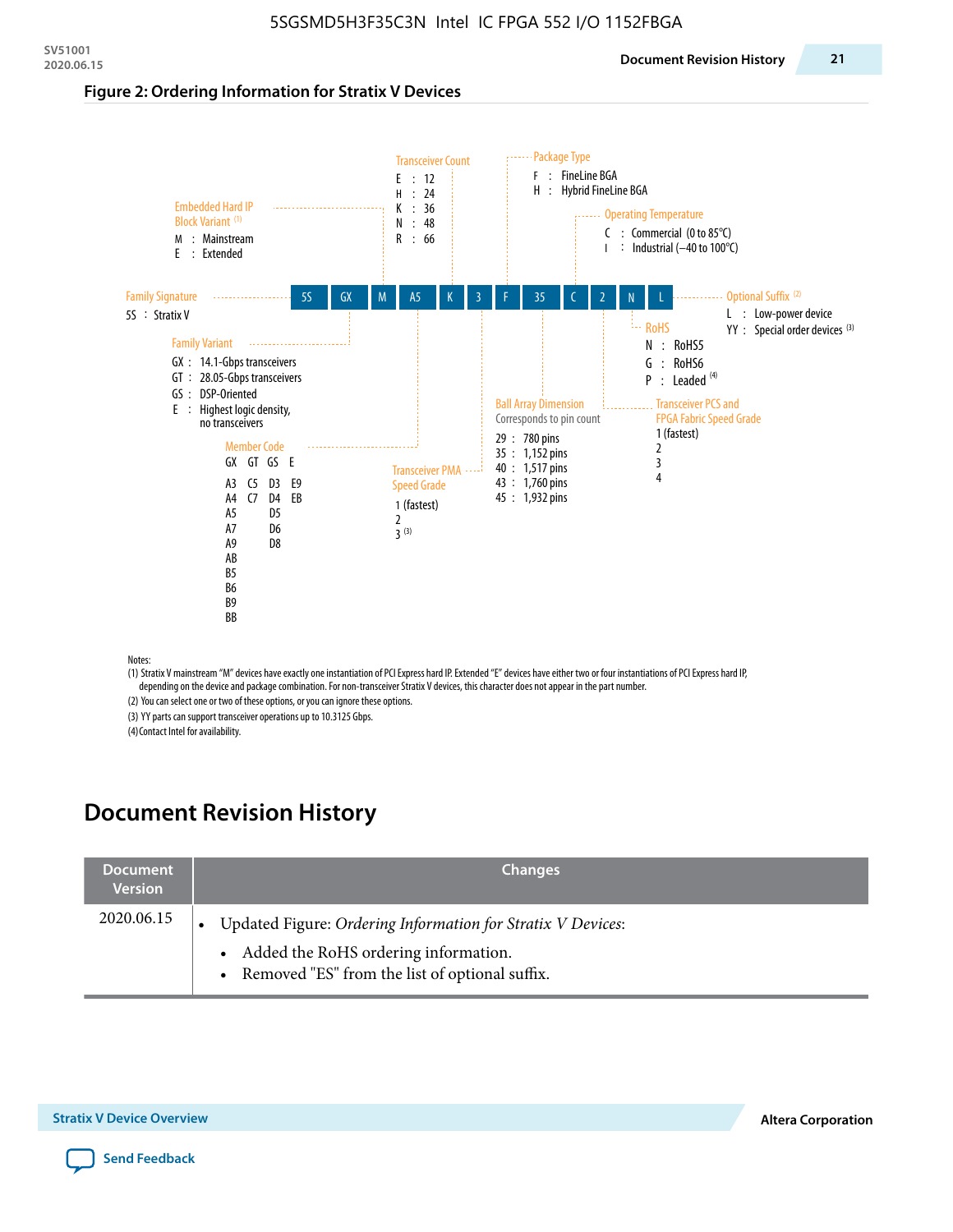5SGSMD5H3F35C3N Intel IC FPGA 552 I/O 1152FBGA

**Figure 2: Ordering Information for Stratix V Devices**

Part number example: 5S GX M A5 K 3 F 35 C 2 N L

**Family Signature**
- 5S : Stratix V

**Family Variant**
- GX : 14.1-Gbps transceivers
- GT : 28.05-Gbps transceivers
- GS : DSP-Oriented
- E : Highest logic density, no transceivers

**Embedded Hard IP Block Variant** [1]
- M : Mainstream
- E : Extended

**Member Code**

| GX | GT | GS | E |
|---|---|---|---|
| A3 | C5 | D3 | E9 |
| A4 | C7 | D4 | EB |
| A5 | | D5 | |
| A7 | | D6 | |
| A9 | | D8 | |
| AB | | | |
| B5 | | | |
| B6 | | | |
| B9 | | | |
| BB | | | |

**Transceiver Count**
- E : 12
- H : 24
- K : 36
- N : 48
- R : 66

**Transceiver PMA Speed Grade**
- 1 (fastest)
- 2
- 3 [3]

**Package Type**
- F : FineLine BGA
- H : Hybrid FineLine BGA

**Ball Array Dimension**

Corresponds to pin count
- 29 : 780 pins
- 35 : 1,152 pins
- 40 : 1,517 pins
- 43 : 1,760 pins
- 45 : 1,932 pins

**Operating Temperature**
- C : Commercial (0 to 85°C)
- I : Industrial (–40 to 100°C)

**Transceiver PCS and FPGA Fabric Speed Grade**
- 1 (fastest)
- 2
- 3
- 4

**RoHS**
- N : RoHS5
- G : RoHS6
- P : Leaded [4]

**Optional Suffix** [2]
- L : Low-power device
- YY : Special order devices [3]

Notes:
(1) Stratix V mainstream "M" devices have exactly one instantiation of PCI Express hard IP. Extended "E" devices have either two or four instantiations of PCI Express hard IP, depending on the device and package combination. For non-transceiver Stratix V devices, this character does not appear in the part number.
(2) You can select one or two of these options, or you can ignore these options.
(3) YY parts can support transceiver operations up to 10.3125 Gbps.
(4) Contact Intel for availability.

## Document Revision History

| Document Version | Changes |
|---|---|
| 2020.06.15 | • Updated Figure: *Ordering Information for Stratix V Devices*:<br>  • Added the RoHS ordering information.<br>  • Removed "ES" from the list of optional suffix. |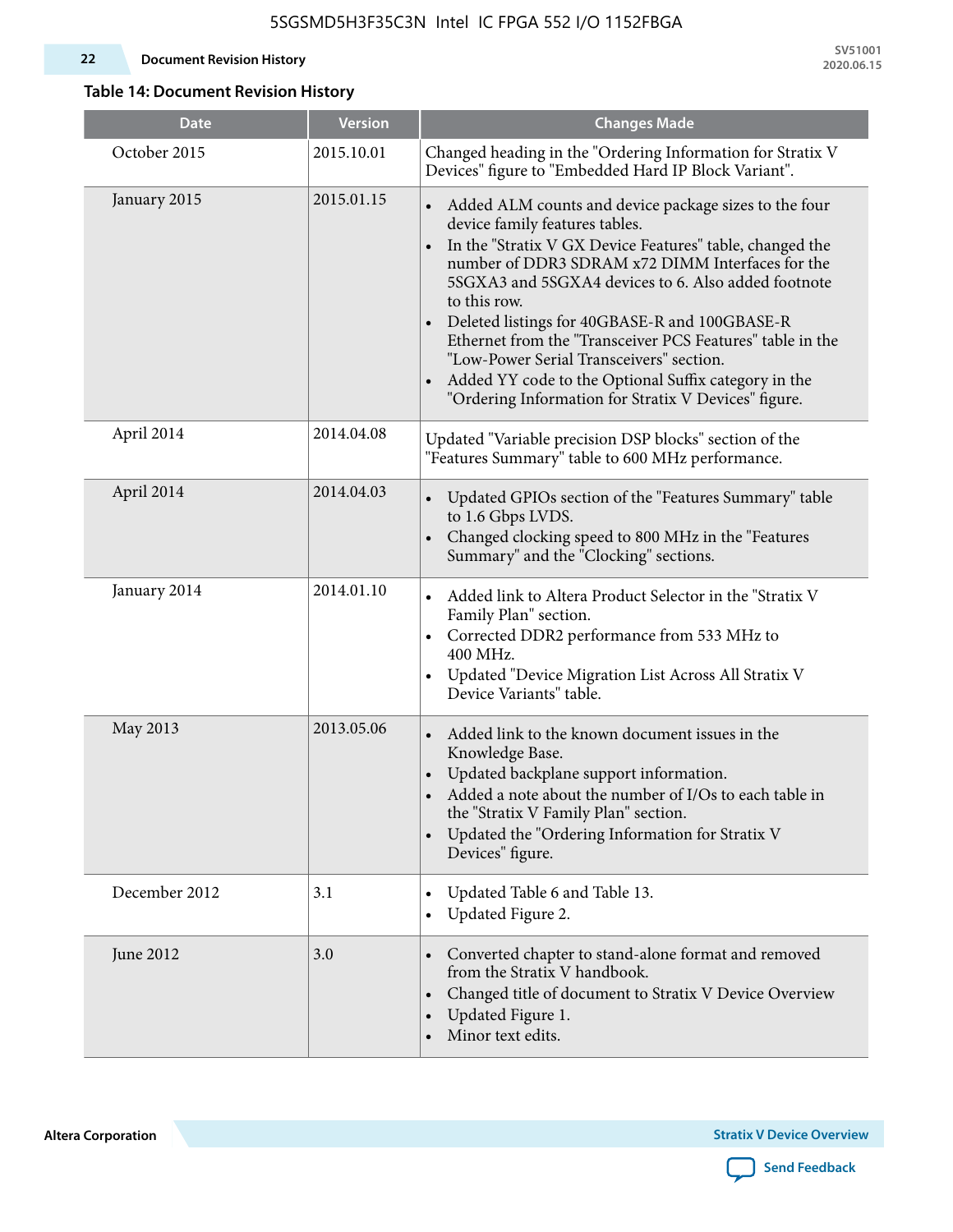**Table 14: Document Revision History**

| Date | Version | Changes Made |
|---|---|---|
| October 2015 | 2015.10.01 | Changed heading in the "Ordering Information for Stratix V Devices" figure to "Embedded Hard IP Block Variant". |
| January 2015 | 2015.01.15 | • Added ALM counts and device package sizes to the four device family features tables.<br>• In the "Stratix V GX Device Features" table, changed the number of DDR3 SDRAM x72 DIMM Interfaces for the 5SGXA3 and 5SGXA4 devices to 6. Also added footnote to this row.<br>• Deleted listings for 40GBASE-R and 100GBASE-R Ethernet from the "Transceiver PCS Features" table in the "Low-Power Serial Transceivers" section.<br>• Added YY code to the Optional Suffix category in the "Ordering Information for Stratix V Devices" figure. |
| April 2014 | 2014.04.08 | Updated "Variable precision DSP blocks" section of the "Features Summary" table to 600 MHz performance. |
| April 2014 | 2014.04.03 | • Updated GPIOs section of the "Features Summary" table to 1.6 Gbps LVDS.<br>• Changed clocking speed to 800 MHz in the "Features Summary" and the "Clocking" sections. |
| January 2014 | 2014.01.10 | • Added link to Altera Product Selector in the "Stratix V Family Plan" section.<br>• Corrected DDR2 performance from 533 MHz to 400 MHz.<br>• Updated "Device Migration List Across All Stratix V Device Variants" table. |
| May 2013 | 2013.05.06 | • Added link to the known document issues in the Knowledge Base.<br>• Updated backplane support information.<br>• Added a note about the number of I/Os to each table in the "Stratix V Family Plan" section.<br>• Updated the "Ordering Information for Stratix V Devices" figure. |
| December 2012 | 3.1 | • Updated Table 6 and Table 13.<br>• Updated Figure 2. |
| June 2012 | 3.0 | • Converted chapter to stand-alone format and removed from the Stratix V handbook.<br>• Changed title of document to Stratix V Device Overview<br>• Updated Figure 1.<br>• Minor text edits. |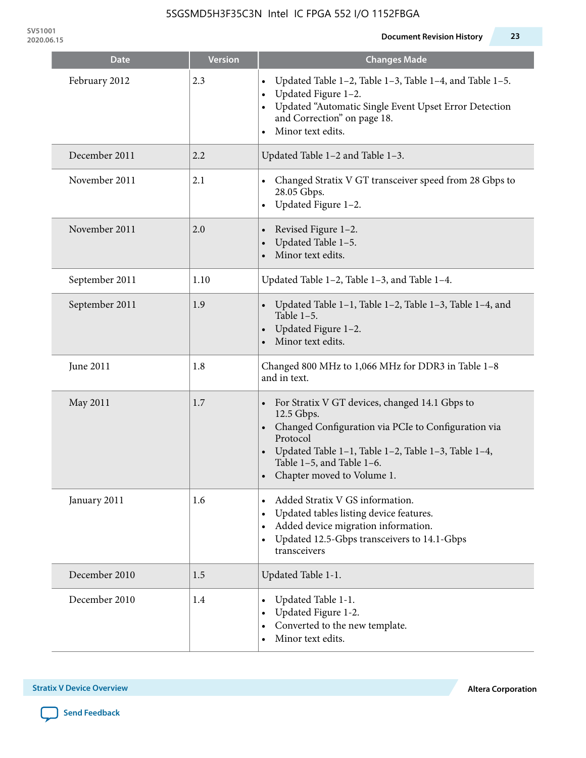| Date | Version | Changes Made |
|---|---|---|
| February 2012 | 2.3 | • Updated Table 1–2, Table 1–3, Table 1–4, and Table 1–5.<br>• Updated Figure 1–2.<br>• Updated “Automatic Single Event Upset Error Detection and Correction” on page 18.<br>• Minor text edits. |
| December 2011 | 2.2 | Updated Table 1–2 and Table 1–3. |
| November 2011 | 2.1 | • Changed Stratix V GT transceiver speed from 28 Gbps to 28.05 Gbps.<br>• Updated Figure 1–2. |
| November 2011 | 2.0 | • Revised Figure 1–2.<br>• Updated Table 1–5.<br>• Minor text edits. |
| September 2011 | 1.10 | Updated Table 1–2, Table 1–3, and Table 1–4. |
| September 2011 | 1.9 | • Updated Table 1–1, Table 1–2, Table 1–3, Table 1–4, and Table 1–5.<br>• Updated Figure 1–2.<br>• Minor text edits. |
| June 2011 | 1.8 | Changed 800 MHz to 1,066 MHz for DDR3 in Table 1–8 and in text. |
| May 2011 | 1.7 | • For Stratix V GT devices, changed 14.1 Gbps to 12.5 Gbps.<br>• Changed Configuration via PCIe to Configuration via Protocol<br>• Updated Table 1–1, Table 1–2, Table 1–3, Table 1–4, Table 1–5, and Table 1–6.<br>• Chapter moved to Volume 1. |
| January 2011 | 1.6 | • Added Stratix V GS information.<br>• Updated tables listing device features.<br>• Added device migration information.<br>• Updated 12.5-Gbps transceivers to 14.1-Gbps transceivers |
| December 2010 | 1.5 | Updated Table 1-1. |
| December 2010 | 1.4 | • Updated Table 1-1.<br>• Updated Figure 1-2.<br>• Converted to the new template.<br>• Minor text edits. |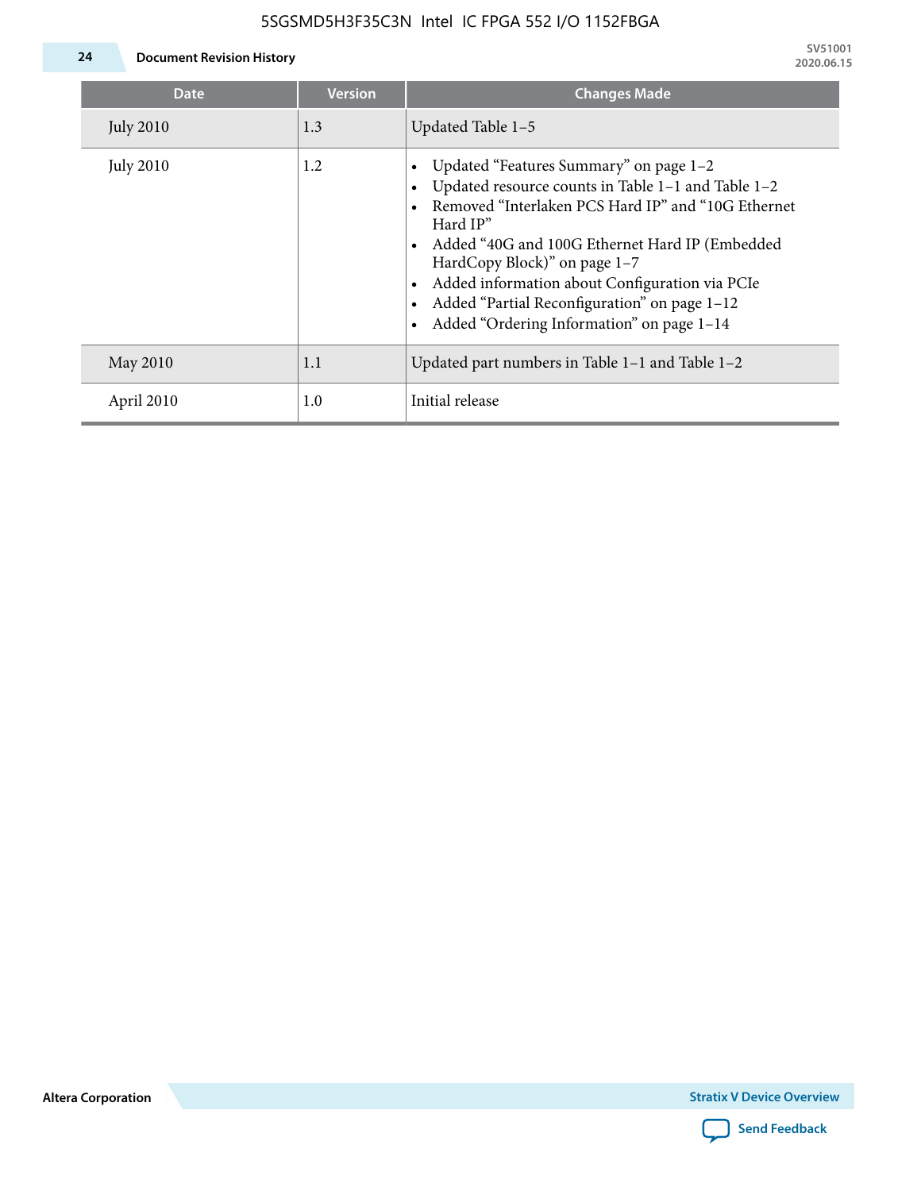| Date | Version | Changes Made |
|---|---|---|
| July 2010 | 1.3 | Updated Table 1–5 |
| July 2010 | 1.2 | • Updated “Features Summary” on page 1–2<br>• Updated resource counts in Table 1–1 and Table 1–2<br>• Removed “Interlaken PCS Hard IP” and “10G Ethernet Hard IP”<br>• Added “40G and 100G Ethernet Hard IP (Embedded HardCopy Block)” on page 1–7<br>• Added information about Configuration via PCIe<br>• Added “Partial Reconfiguration” on page 1–12<br>• Added “Ordering Information” on page 1–14 |
| May 2010 | 1.1 | Updated part numbers in Table 1–1 and Table 1–2 |
| April 2010 | 1.0 | Initial release |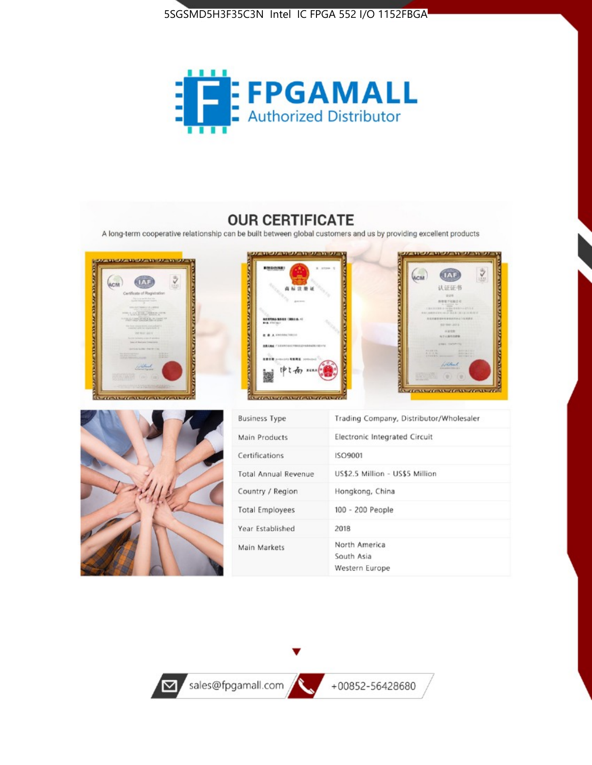FPGAMALL
Authorized Distributor

## OUR CERTIFICATE

A long-term cooperative relationship can be built between global customers and us by providing excellent products

| | |
|---|---|
| Business Type | Trading Company, Distributor/Wholesaler |
| Main Products | Electronic Integrated Circuit |
| Certifications | ISO9001 |
| Total Annual Revenue | US$2.5 Million - US$5 Million |
| Country / Region | Hongkong, China |
| Total Employees | 100 - 200 People |
| Year Established | 2018 |
| Main Markets | North America<br>South Asia<br>Western Europe |

sales@fpgamall.com

+00852-56428680